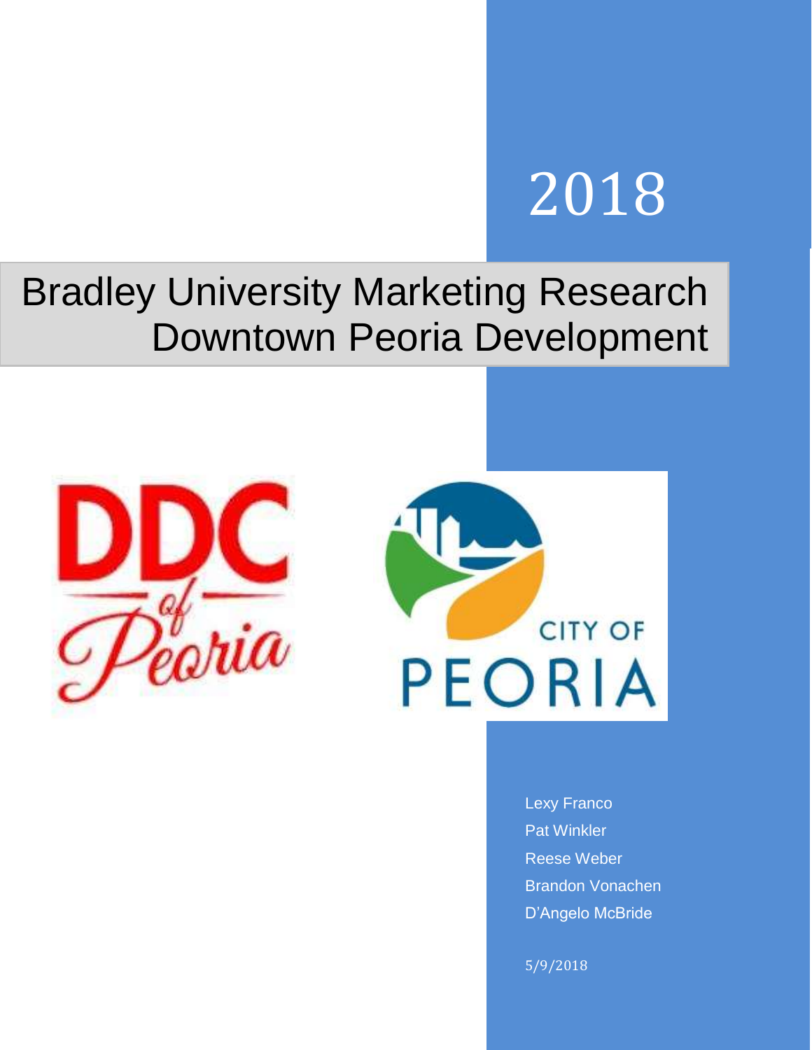2018

# Bradley University Marketing Research
# Downtown Peoria Development

Lexy Franco
Pat Winkler
Reese Weber
Brandon Vonachen
D'Angelo McBride

5/9/2018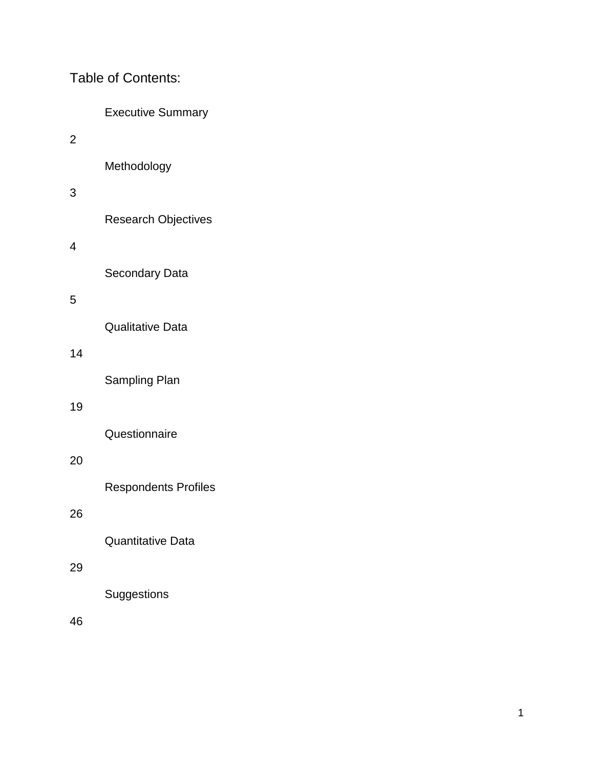# Table of Contents:

Executive Summary

2

Methodology

3

Research Objectives

4

Secondary Data

5

Qualitative Data

14

Sampling Plan

19

Questionnaire

20

Respondents Profiles

26

Quantitative Data

29

Suggestions

46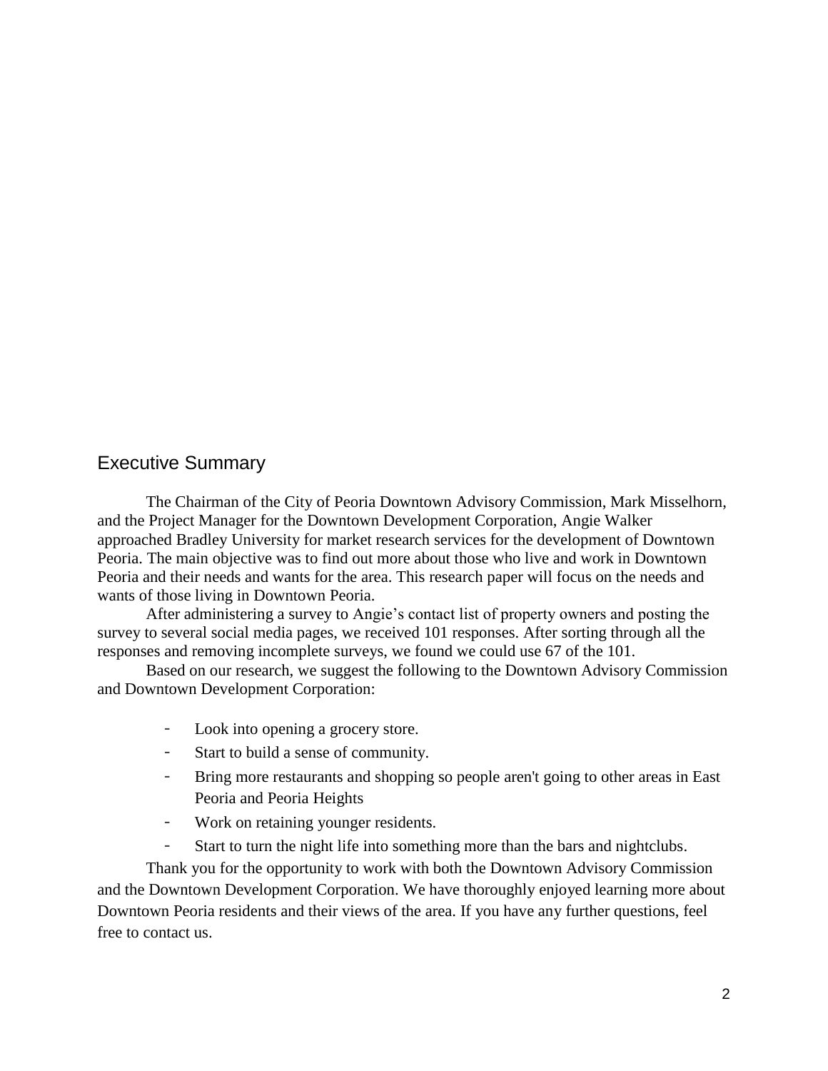## Executive Summary

The Chairman of the City of Peoria Downtown Advisory Commission, Mark Misselhorn, and the Project Manager for the Downtown Development Corporation, Angie Walker approached Bradley University for market research services for the development of Downtown Peoria. The main objective was to find out more about those who live and work in Downtown Peoria and their needs and wants for the area. This research paper will focus on the needs and wants of those living in Downtown Peoria.

After administering a survey to Angie's contact list of property owners and posting the survey to several social media pages, we received 101 responses. After sorting through all the responses and removing incomplete surveys, we found we could use 67 of the 101.

Based on our research, we suggest the following to the Downtown Advisory Commission and Downtown Development Corporation:

- Look into opening a grocery store.
- Start to build a sense of community.
- Bring more restaurants and shopping so people aren't going to other areas in East Peoria and Peoria Heights
- Work on retaining younger residents.
- Start to turn the night life into something more than the bars and nightclubs.

Thank you for the opportunity to work with both the Downtown Advisory Commission and the Downtown Development Corporation. We have thoroughly enjoyed learning more about Downtown Peoria residents and their views of the area. If you have any further questions, feel free to contact us.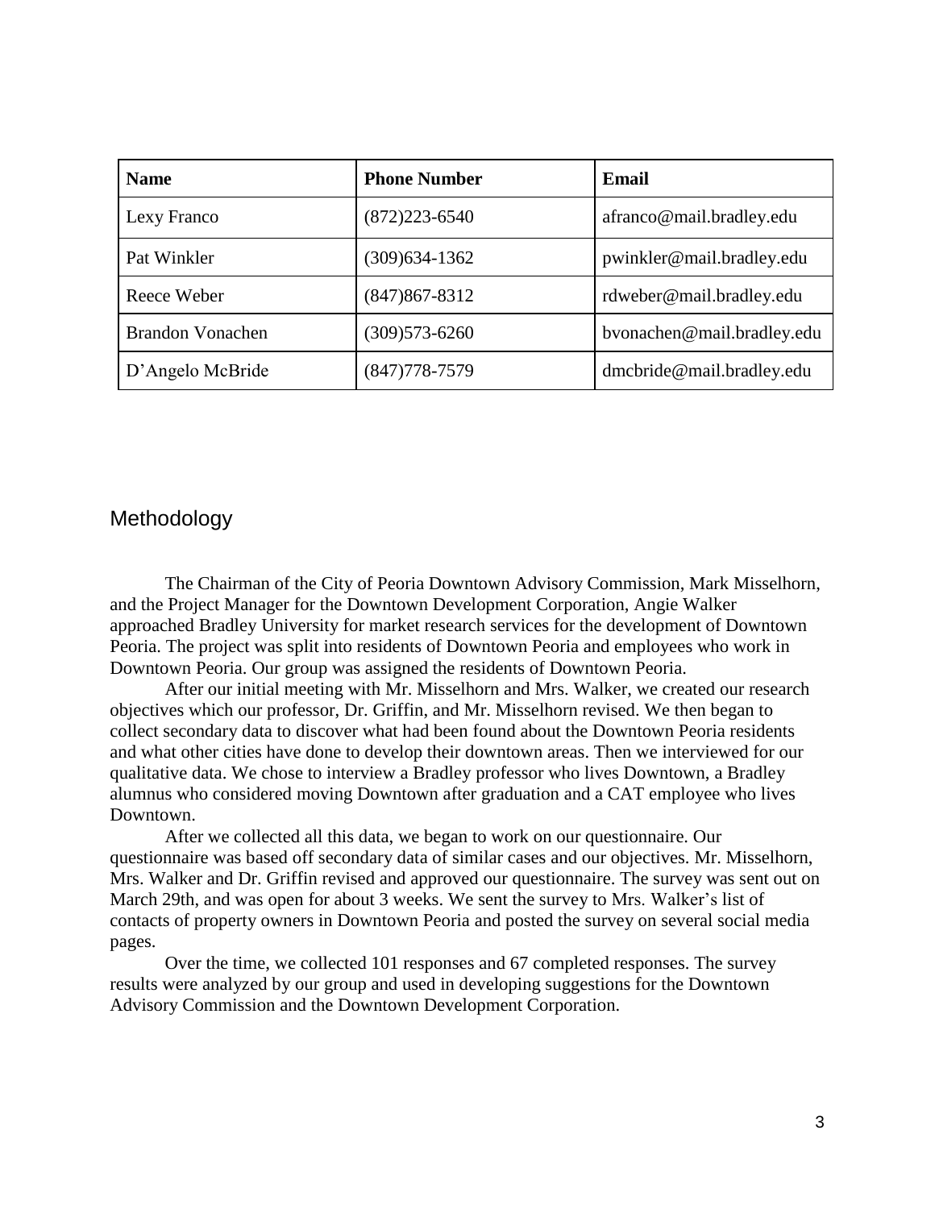| Name | Phone Number | Email |
|---|---|---|
| Lexy Franco | (872)223-6540 | afranco@mail.bradley.edu |
| Pat Winkler | (309)634-1362 | pwinkler@mail.bradley.edu |
| Reece Weber | (847)867-8312 | rdweber@mail.bradley.edu |
| Brandon Vonachen | (309)573-6260 | bvonachen@mail.bradley.edu |
| D'Angelo McBride | (847)778-7579 | dmcbride@mail.bradley.edu |

## Methodology

The Chairman of the City of Peoria Downtown Advisory Commission, Mark Misselhorn, and the Project Manager for the Downtown Development Corporation, Angie Walker approached Bradley University for market research services for the development of Downtown Peoria. The project was split into residents of Downtown Peoria and employees who work in Downtown Peoria. Our group was assigned the residents of Downtown Peoria.

After our initial meeting with Mr. Misselhorn and Mrs. Walker, we created our research objectives which our professor, Dr. Griffin, and Mr. Misselhorn revised. We then began to collect secondary data to discover what had been found about the Downtown Peoria residents and what other cities have done to develop their downtown areas. Then we interviewed for our qualitative data. We chose to interview a Bradley professor who lives Downtown, a Bradley alumnus who considered moving Downtown after graduation and a CAT employee who lives Downtown.

After we collected all this data, we began to work on our questionnaire. Our questionnaire was based off secondary data of similar cases and our objectives. Mr. Misselhorn, Mrs. Walker and Dr. Griffin revised and approved our questionnaire. The survey was sent out on March 29th, and was open for about 3 weeks. We sent the survey to Mrs. Walker's list of contacts of property owners in Downtown Peoria and posted the survey on several social media pages.

Over the time, we collected 101 responses and 67 completed responses. The survey results were analyzed by our group and used in developing suggestions for the Downtown Advisory Commission and the Downtown Development Corporation.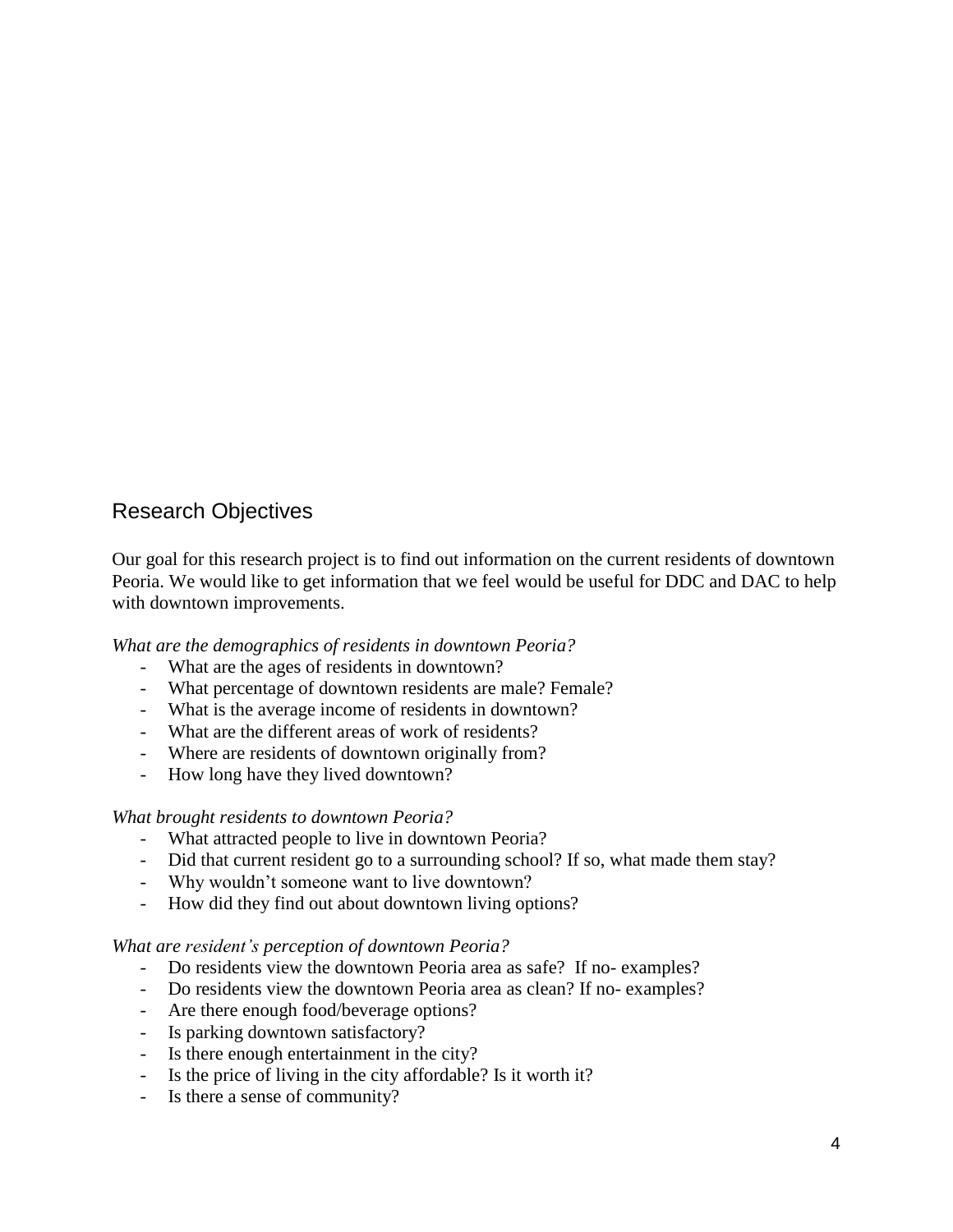## Research Objectives

Our goal for this research project is to find out information on the current residents of downtown Peoria. We would like to get information that we feel would be useful for DDC and DAC to help with downtown improvements.

*What are the demographics of residents in downtown Peoria?*

- What are the ages of residents in downtown?
- What percentage of downtown residents are male? Female?
- What is the average income of residents in downtown?
- What are the different areas of work of residents?
- Where are residents of downtown originally from?
- How long have they lived downtown?

*What brought residents to downtown Peoria?*

- What attracted people to live in downtown Peoria?
- Did that current resident go to a surrounding school? If so, what made them stay?
- Why wouldn't someone want to live downtown?
- How did they find out about downtown living options?

*What are resident's perception of downtown Peoria?*

- Do residents view the downtown Peoria area as safe? If no- examples?
- Do residents view the downtown Peoria area as clean? If no- examples?
- Are there enough food/beverage options?
- Is parking downtown satisfactory?
- Is there enough entertainment in the city?
- Is the price of living in the city affordable? Is it worth it?
- Is there a sense of community?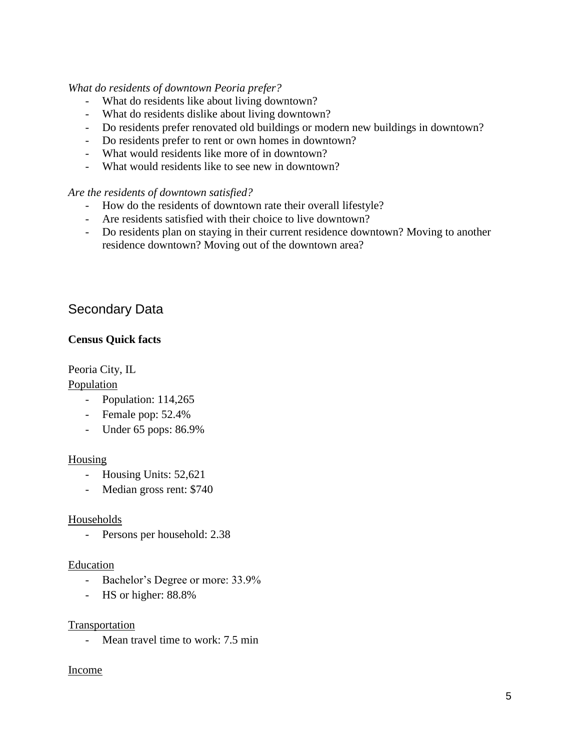*What do residents of downtown Peoria prefer?*

- What do residents like about living downtown?
- What do residents dislike about living downtown?
- Do residents prefer renovated old buildings or modern new buildings in downtown?
- Do residents prefer to rent or own homes in downtown?
- What would residents like more of in downtown?
- What would residents like to see new in downtown?

*Are the residents of downtown satisfied?*

- How do the residents of downtown rate their overall lifestyle?
- Are residents satisfied with their choice to live downtown?
- Do residents plan on staying in their current residence downtown? Moving to another residence downtown? Moving out of the downtown area?

## Secondary Data

**Census Quick facts**

Peoria City, IL

Population

- Population: 114,265
- Female pop: 52.4%
- Under 65 pops: 86.9%

Housing

- Housing Units: 52,621
- Median gross rent: $740

Households

- Persons per household: 2.38

Education

- Bachelor's Degree or more: 33.9%
- HS or higher: 88.8%

Transportation

- Mean travel time to work: 7.5 min

Income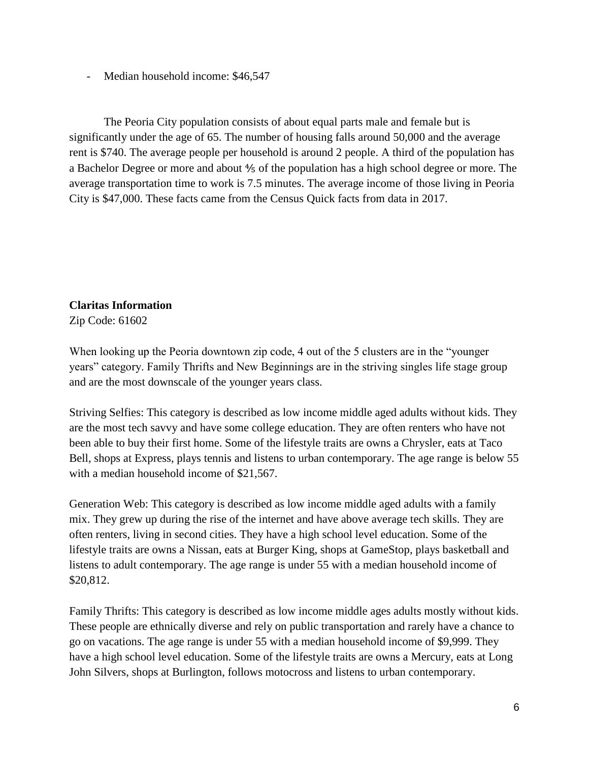- Median household income: $46,547

The Peoria City population consists of about equal parts male and female but is significantly under the age of 65. The number of housing falls around 50,000 and the average rent is $740. The average people per household is around 2 people. A third of the population has a Bachelor Degree or more and about ⅘ of the population has a high school degree or more. The average transportation time to work is 7.5 minutes. The average income of those living in Peoria City is $47,000. These facts came from the Census Quick facts from data in 2017.

**Claritas Information**
Zip Code: 61602

When looking up the Peoria downtown zip code, 4 out of the 5 clusters are in the "younger years" category. Family Thrifts and New Beginnings are in the striving singles life stage group and are the most downscale of the younger years class.

Striving Selfies: This category is described as low income middle aged adults without kids. They are the most tech savvy and have some college education. They are often renters who have not been able to buy their first home. Some of the lifestyle traits are owns a Chrysler, eats at Taco Bell, shops at Express, plays tennis and listens to urban contemporary. The age range is below 55 with a median household income of $21,567.

Generation Web: This category is described as low income middle aged adults with a family mix. They grew up during the rise of the internet and have above average tech skills. They are often renters, living in second cities. They have a high school level education. Some of the lifestyle traits are owns a Nissan, eats at Burger King, shops at GameStop, plays basketball and listens to adult contemporary. The age range is under 55 with a median household income of $20,812.

Family Thrifts: This category is described as low income middle ages adults mostly without kids. These people are ethnically diverse and rely on public transportation and rarely have a chance to go on vacations. The age range is under 55 with a median household income of $9,999. They have a high school level education. Some of the lifestyle traits are owns a Mercury, eats at Long John Silvers, shops at Burlington, follows motocross and listens to urban contemporary.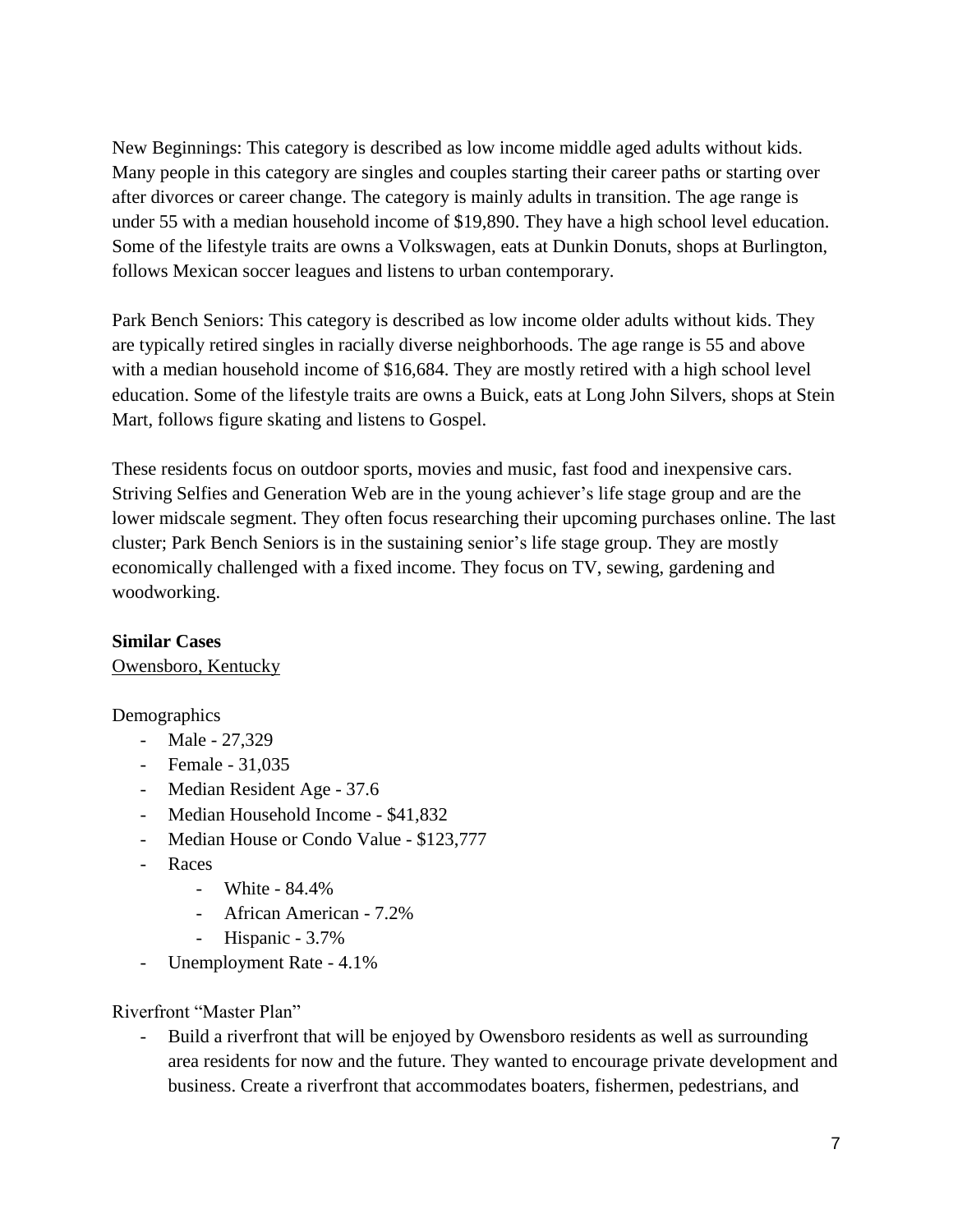New Beginnings: This category is described as low income middle aged adults without kids. Many people in this category are singles and couples starting their career paths or starting over after divorces or career change. The category is mainly adults in transition. The age range is under 55 with a median household income of $19,890. They have a high school level education. Some of the lifestyle traits are owns a Volkswagen, eats at Dunkin Donuts, shops at Burlington, follows Mexican soccer leagues and listens to urban contemporary.

Park Bench Seniors: This category is described as low income older adults without kids. They are typically retired singles in racially diverse neighborhoods. The age range is 55 and above with a median household income of $16,684. They are mostly retired with a high school level education. Some of the lifestyle traits are owns a Buick, eats at Long John Silvers, shops at Stein Mart, follows figure skating and listens to Gospel.

These residents focus on outdoor sports, movies and music, fast food and inexpensive cars. Striving Selfies and Generation Web are in the young achiever's life stage group and are the lower midscale segment. They often focus researching their upcoming purchases online. The last cluster; Park Bench Seniors is in the sustaining senior's life stage group. They are mostly economically challenged with a fixed income. They focus on TV, sewing, gardening and woodworking.

**Similar Cases**

Owensboro, Kentucky

Demographics

- Male - 27,329
- Female - 31,035
- Median Resident Age - 37.6
- Median Household Income - $41,832
- Median House or Condo Value - $123,777
- Races
    - White - 84.4%
    - African American - 7.2%
    - Hispanic - 3.7%
- Unemployment Rate - 4.1%

Riverfront "Master Plan"

- Build a riverfront that will be enjoyed by Owensboro residents as well as surrounding area residents for now and the future. They wanted to encourage private development and business. Create a riverfront that accommodates boaters, fishermen, pedestrians, and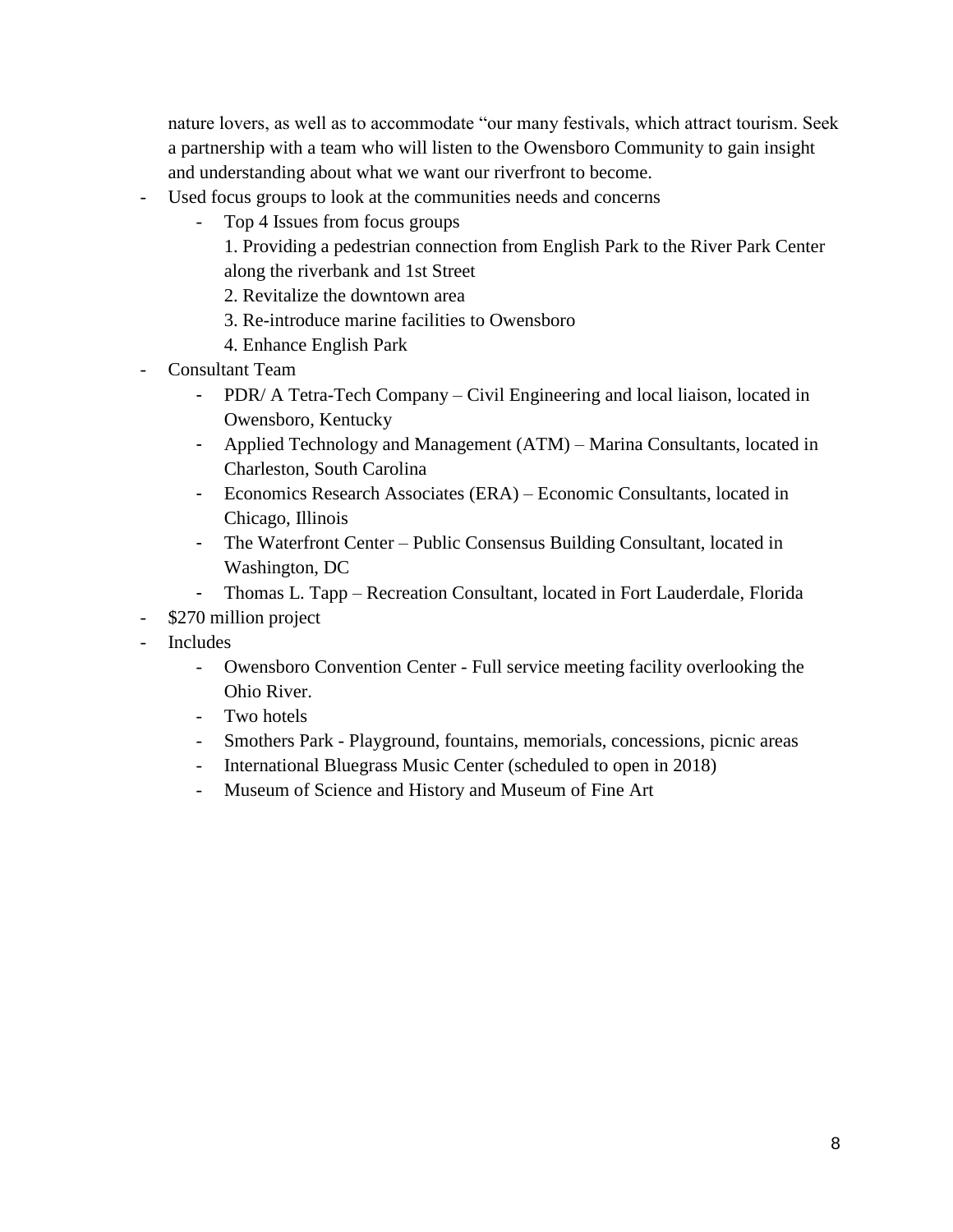nature lovers, as well as to accommodate "our many festivals, which attract tourism. Seek a partnership with a team who will listen to the Owensboro Community to gain insight and understanding about what we want our riverfront to become.

- Used focus groups to look at the communities needs and concerns
    - Top 4 Issues from focus groups

      1. Providing a pedestrian connection from English Park to the River Park Center along the riverbank and 1st Street
      2. Revitalize the downtown area
      3. Re-introduce marine facilities to Owensboro
      4. Enhance English Park
- Consultant Team
    - PDR/ A Tetra-Tech Company – Civil Engineering and local liaison, located in Owensboro, Kentucky
    - Applied Technology and Management (ATM) – Marina Consultants, located in Charleston, South Carolina
    - Economics Research Associates (ERA) – Economic Consultants, located in Chicago, Illinois
    - The Waterfront Center – Public Consensus Building Consultant, located in Washington, DC
    - Thomas L. Tapp – Recreation Consultant, located in Fort Lauderdale, Florida
- $270 million project
- Includes
    - Owensboro Convention Center - Full service meeting facility overlooking the Ohio River.
    - Two hotels
    - Smothers Park - Playground, fountains, memorials, concessions, picnic areas
    - International Bluegrass Music Center (scheduled to open in 2018)
    - Museum of Science and History and Museum of Fine Art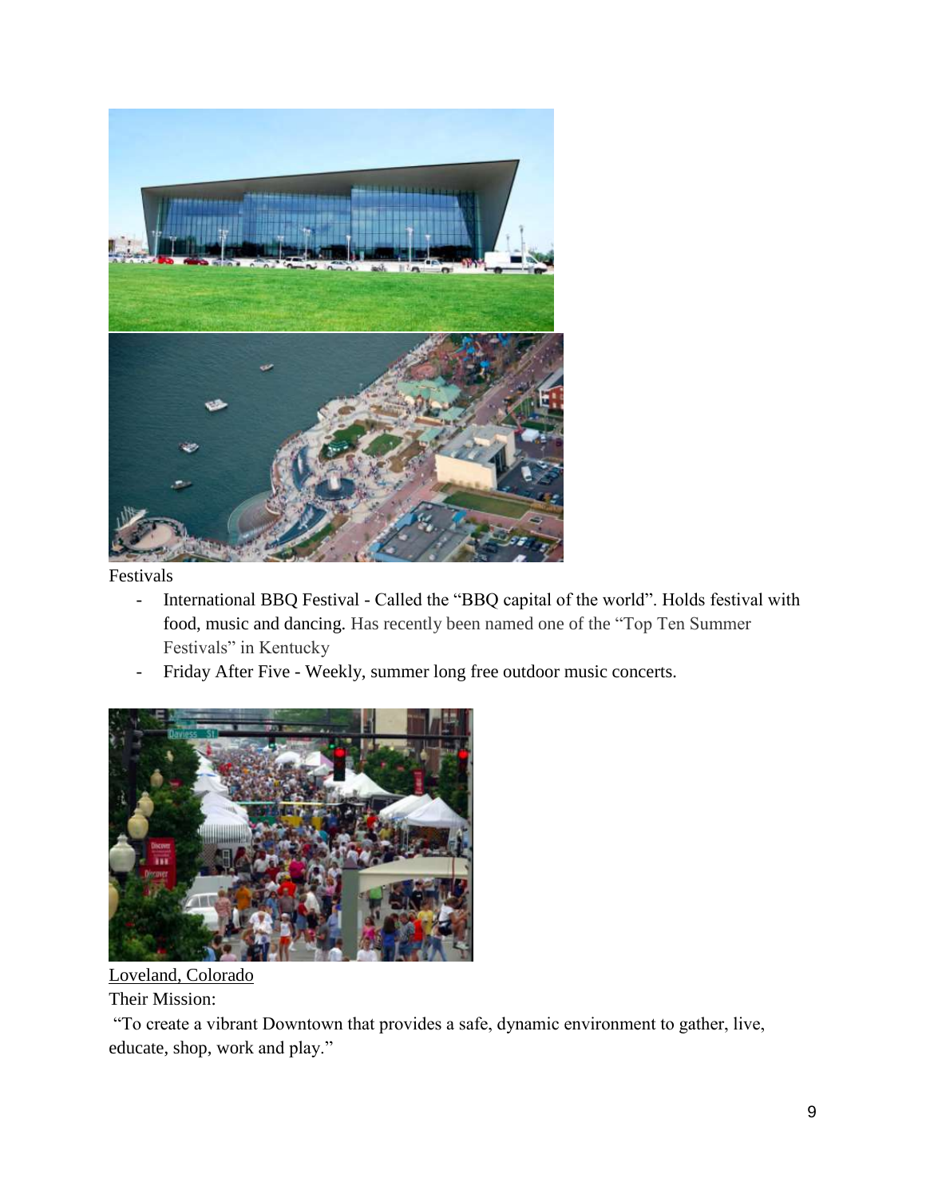Festivals

- International BBQ Festival - Called the “BBQ capital of the world”. Holds festival with food, music and dancing. Has recently been named one of the “Top Ten Summer Festivals” in Kentucky
- Friday After Five - Weekly, summer long free outdoor music concerts.

Loveland, Colorado

Their Mission:

“To create a vibrant Downtown that provides a safe, dynamic environment to gather, live, educate, shop, work and play.”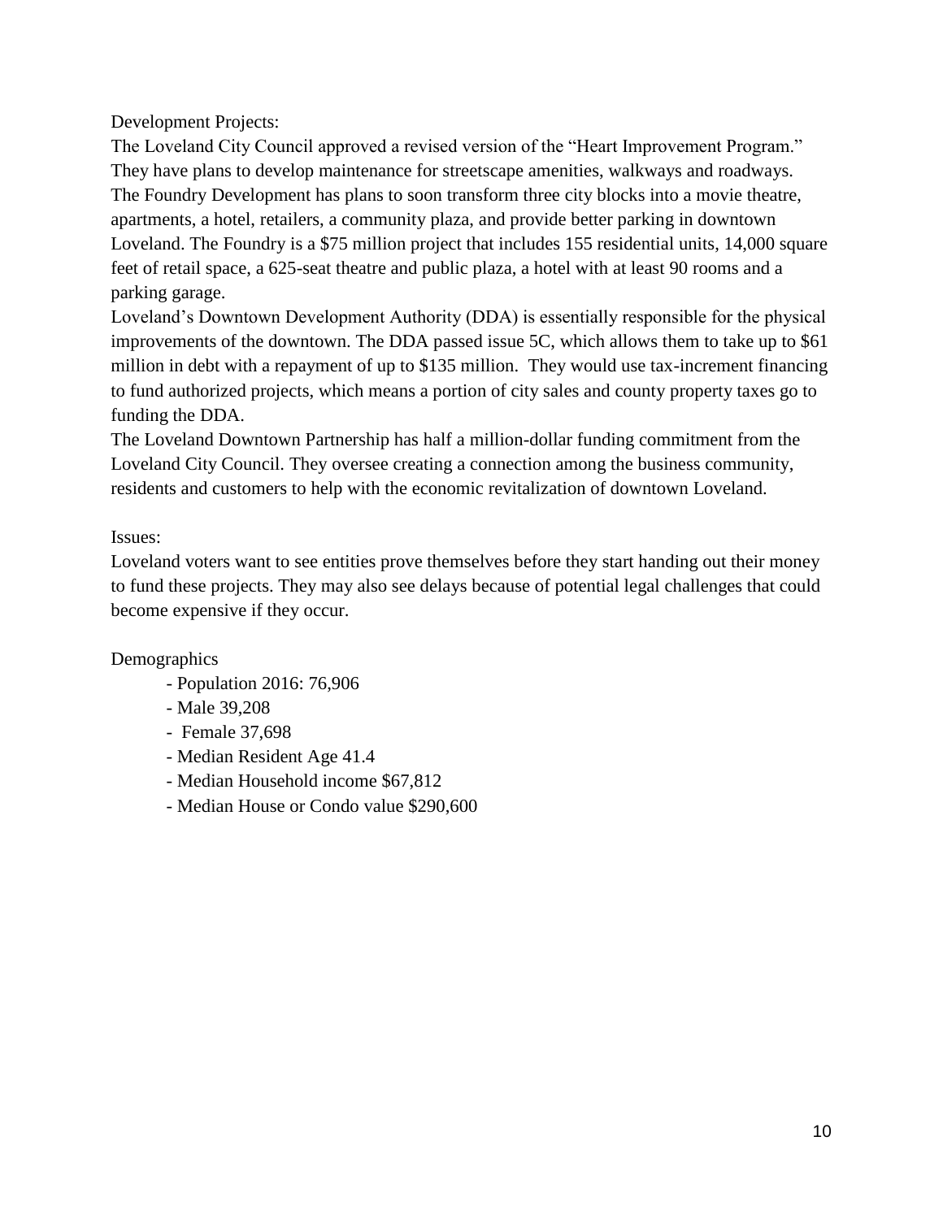Development Projects:

The Loveland City Council approved a revised version of the "Heart Improvement Program." They have plans to develop maintenance for streetscape amenities, walkways and roadways. The Foundry Development has plans to soon transform three city blocks into a movie theatre, apartments, a hotel, retailers, a community plaza, and provide better parking in downtown Loveland. The Foundry is a $75 million project that includes 155 residential units, 14,000 square feet of retail space, a 625-seat theatre and public plaza, a hotel with at least 90 rooms and a parking garage.

Loveland's Downtown Development Authority (DDA) is essentially responsible for the physical improvements of the downtown. The DDA passed issue 5C, which allows them to take up to $61 million in debt with a repayment of up to $135 million. They would use tax-increment financing to fund authorized projects, which means a portion of city sales and county property taxes go to funding the DDA.

The Loveland Downtown Partnership has half a million-dollar funding commitment from the Loveland City Council. They oversee creating a connection among the business community, residents and customers to help with the economic revitalization of downtown Loveland.

Issues:

Loveland voters want to see entities prove themselves before they start handing out their money to fund these projects. They may also see delays because of potential legal challenges that could become expensive if they occur.

Demographics

- Population 2016: 76,906
- Male 39,208
- Female 37,698
- Median Resident Age 41.4
- Median Household income $67,812
- Median House or Condo value $290,600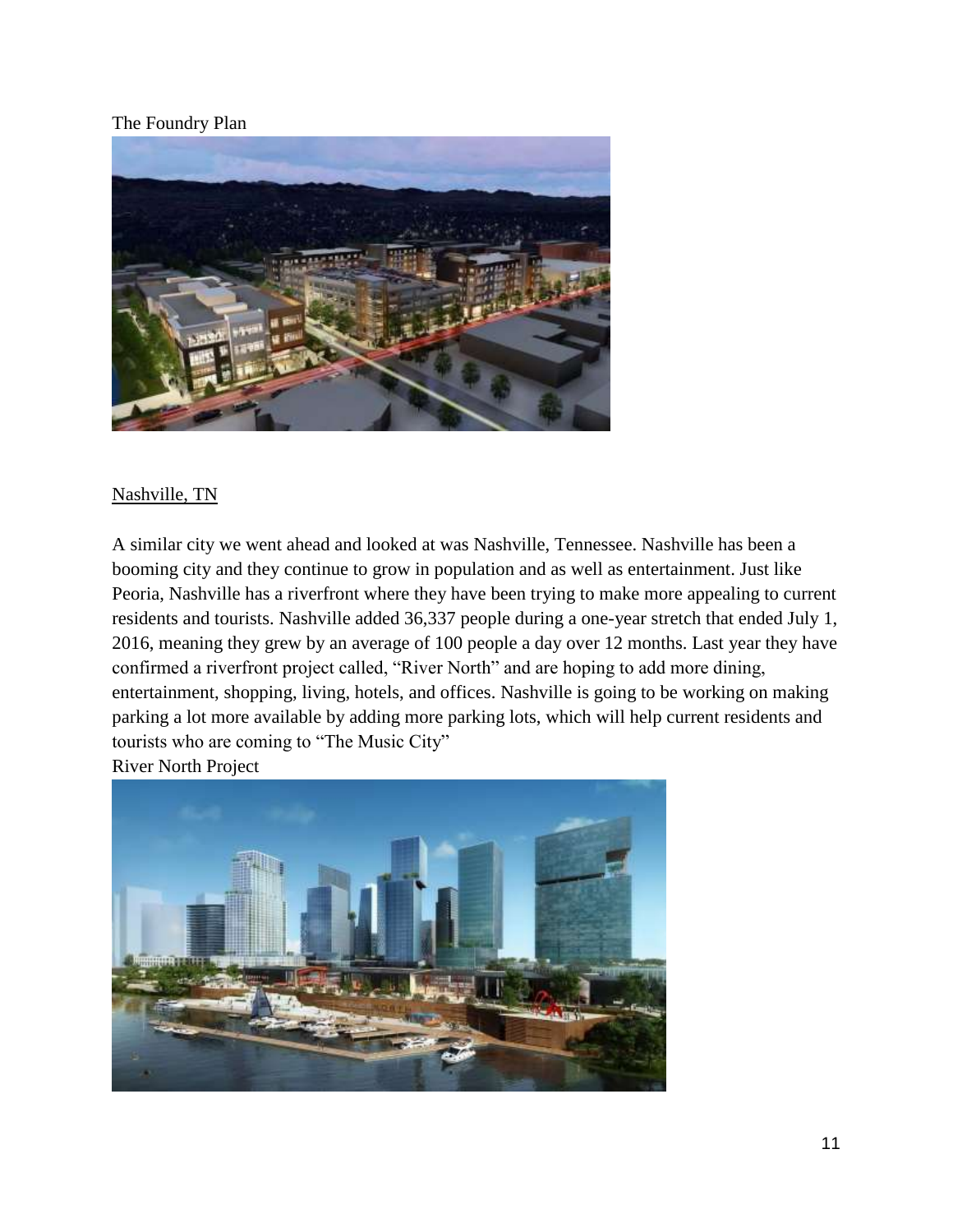The Foundry Plan

Nashville, TN

A similar city we went ahead and looked at was Nashville, Tennessee. Nashville has been a booming city and they continue to grow in population and as well as entertainment. Just like Peoria, Nashville has a riverfront where they have been trying to make more appealing to current residents and tourists. Nashville added 36,337 people during a one-year stretch that ended July 1, 2016, meaning they grew by an average of 100 people a day over 12 months. Last year they have confirmed a riverfront project called, "River North" and are hoping to add more dining, entertainment, shopping, living, hotels, and offices. Nashville is going to be working on making parking a lot more available by adding more parking lots, which will help current residents and tourists who are coming to "The Music City"

River North Project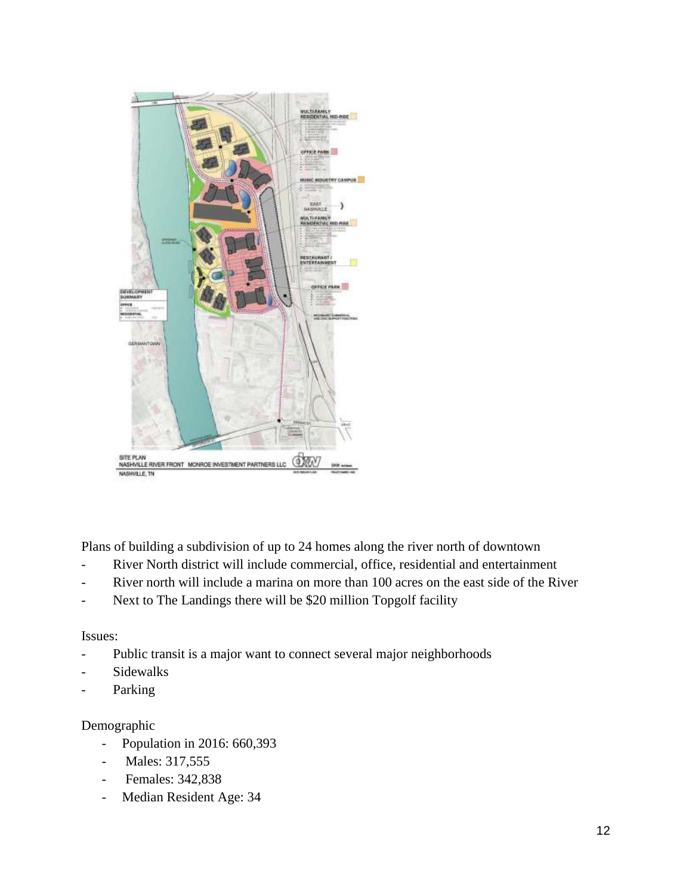Plans of building a subdivision of up to 24 homes along the river north of downtown

- River North district will include commercial, office, residential and entertainment
- River north will include a marina on more than 100 acres on the east side of the River
- Next to The Landings there will be $20 million Topgolf facility

Issues:

- Public transit is a major want to connect several major neighborhoods
- Sidewalks
- Parking

Demographic

- Population in 2016: 660,393
- Males: 317,555
- Females: 342,838
- Median Resident Age: 34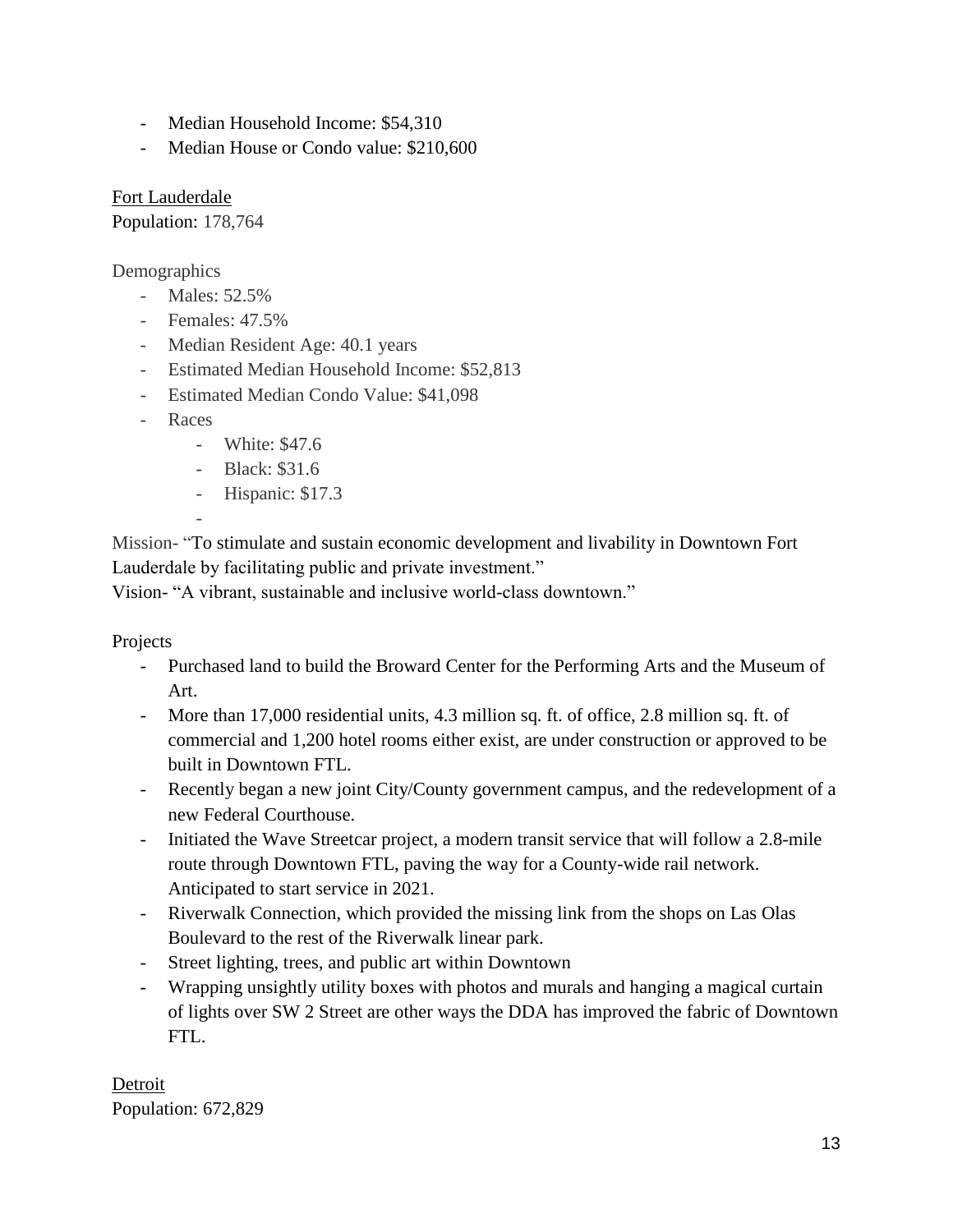- Median Household Income: $54,310
- Median House or Condo value: $210,600

Fort Lauderdale

Population: 178,764

Demographics

- Males: 52.5%
- Females: 47.5%
- Median Resident Age: 40.1 years
- Estimated Median Household Income: $52,813
- Estimated Median Condo Value: $41,098
- Races
    - White: $47.6
    - Black: $31.6
    - Hispanic: $17.3
    -

Mission- "To stimulate and sustain economic development and livability in Downtown Fort Lauderdale by facilitating public and private investment."

Vision- "A vibrant, sustainable and inclusive world-class downtown."

Projects

- Purchased land to build the Broward Center for the Performing Arts and the Museum of Art.
- More than 17,000 residential units, 4.3 million sq. ft. of office, 2.8 million sq. ft. of commercial and 1,200 hotel rooms either exist, are under construction or approved to be built in Downtown FTL.
- Recently began a new joint City/County government campus, and the redevelopment of a new Federal Courthouse.
- Initiated the Wave Streetcar project, a modern transit service that will follow a 2.8-mile route through Downtown FTL, paving the way for a County-wide rail network. Anticipated to start service in 2021.
- Riverwalk Connection, which provided the missing link from the shops on Las Olas Boulevard to the rest of the Riverwalk linear park.
- Street lighting, trees, and public art within Downtown
- Wrapping unsightly utility boxes with photos and murals and hanging a magical curtain of lights over SW 2 Street are other ways the DDA has improved the fabric of Downtown FTL.

Detroit

Population: 672,829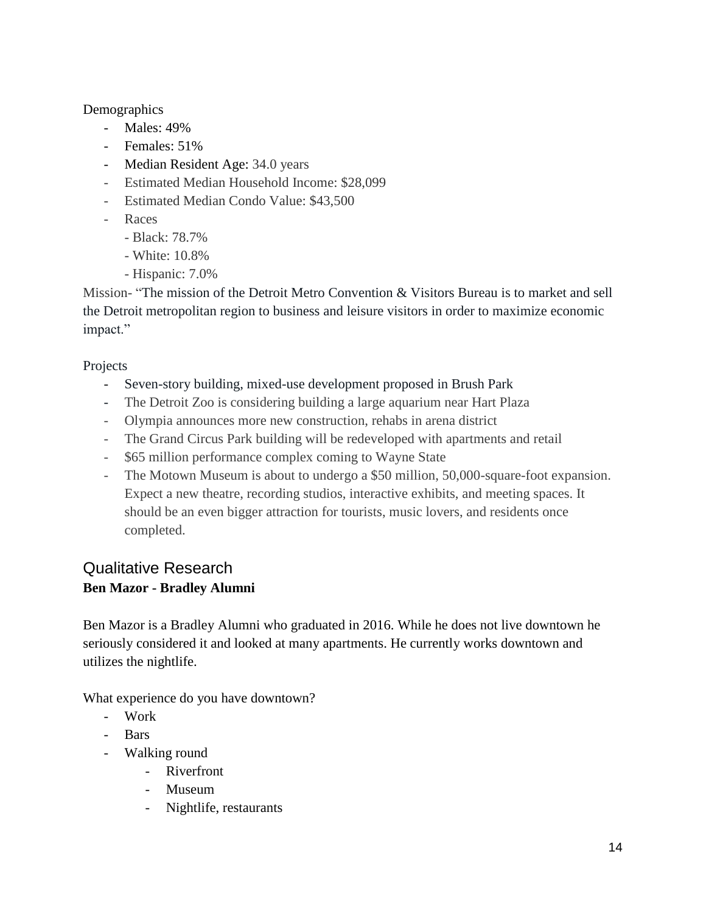Demographics

- Males: 49%
- Females: 51%
- Median Resident Age: 34.0 years
- Estimated Median Household Income: $28,099
- Estimated Median Condo Value: $43,500
- Races
  - Black: 78.7%
  - White: 10.8%
  - Hispanic: 7.0%

Mission- "The mission of the Detroit Metro Convention & Visitors Bureau is to market and sell the Detroit metropolitan region to business and leisure visitors in order to maximize economic impact."

Projects

- Seven-story building, mixed-use development proposed in Brush Park
- The Detroit Zoo is considering building a large aquarium near Hart Plaza
- Olympia announces more new construction, rehabs in arena district
- The Grand Circus Park building will be redeveloped with apartments and retail
- $65 million performance complex coming to Wayne State
- The Motown Museum is about to undergo a $50 million, 50,000-square-foot expansion. Expect a new theatre, recording studios, interactive exhibits, and meeting spaces. It should be an even bigger attraction for tourists, music lovers, and residents once completed.

## Qualitative Research

**Ben Mazor - Bradley Alumni**

Ben Mazor is a Bradley Alumni who graduated in 2016. While he does not live downtown he seriously considered it and looked at many apartments. He currently works downtown and utilizes the nightlife.

What experience do you have downtown?

- Work
- Bars
- Walking round
  - Riverfront
  - Museum
  - Nightlife, restaurants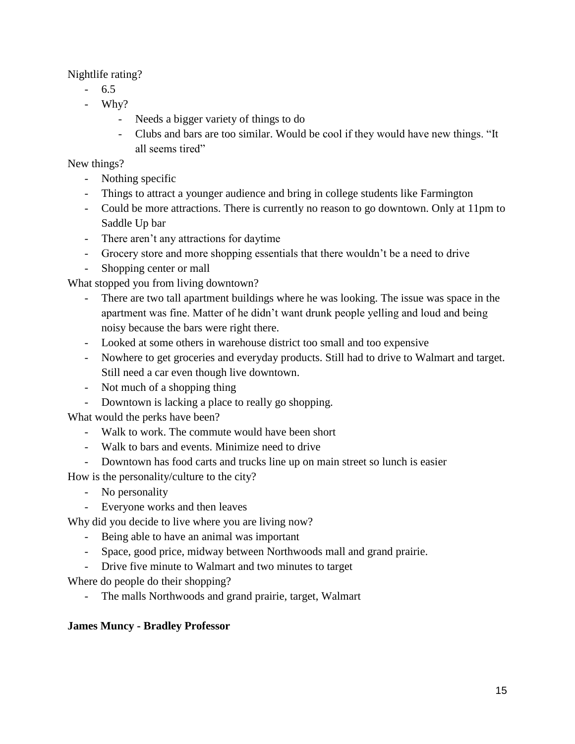Nightlife rating?

- 6.5
- Why?
    - Needs a bigger variety of things to do
    - Clubs and bars are too similar. Would be cool if they would have new things. "It all seems tired"

New things?

- Nothing specific
- Things to attract a younger audience and bring in college students like Farmington
- Could be more attractions. There is currently no reason to go downtown. Only at 11pm to Saddle Up bar
- There aren't any attractions for daytime
- Grocery store and more shopping essentials that there wouldn't be a need to drive
- Shopping center or mall

What stopped you from living downtown?

- There are two tall apartment buildings where he was looking. The issue was space in the apartment was fine. Matter of he didn't want drunk people yelling and loud and being noisy because the bars were right there.
- Looked at some others in warehouse district too small and too expensive
- Nowhere to get groceries and everyday products. Still had to drive to Walmart and target. Still need a car even though live downtown.
- Not much of a shopping thing
- Downtown is lacking a place to really go shopping.

What would the perks have been?

- Walk to work. The commute would have been short
- Walk to bars and events. Minimize need to drive
- Downtown has food carts and trucks line up on main street so lunch is easier

How is the personality/culture to the city?

- No personality
- Everyone works and then leaves

Why did you decide to live where you are living now?

- Being able to have an animal was important
- Space, good price, midway between Northwoods mall and grand prairie.
- Drive five minute to Walmart and two minutes to target

Where do people do their shopping?

- The malls Northwoods and grand prairie, target, Walmart

**James Muncy - Bradley Professor**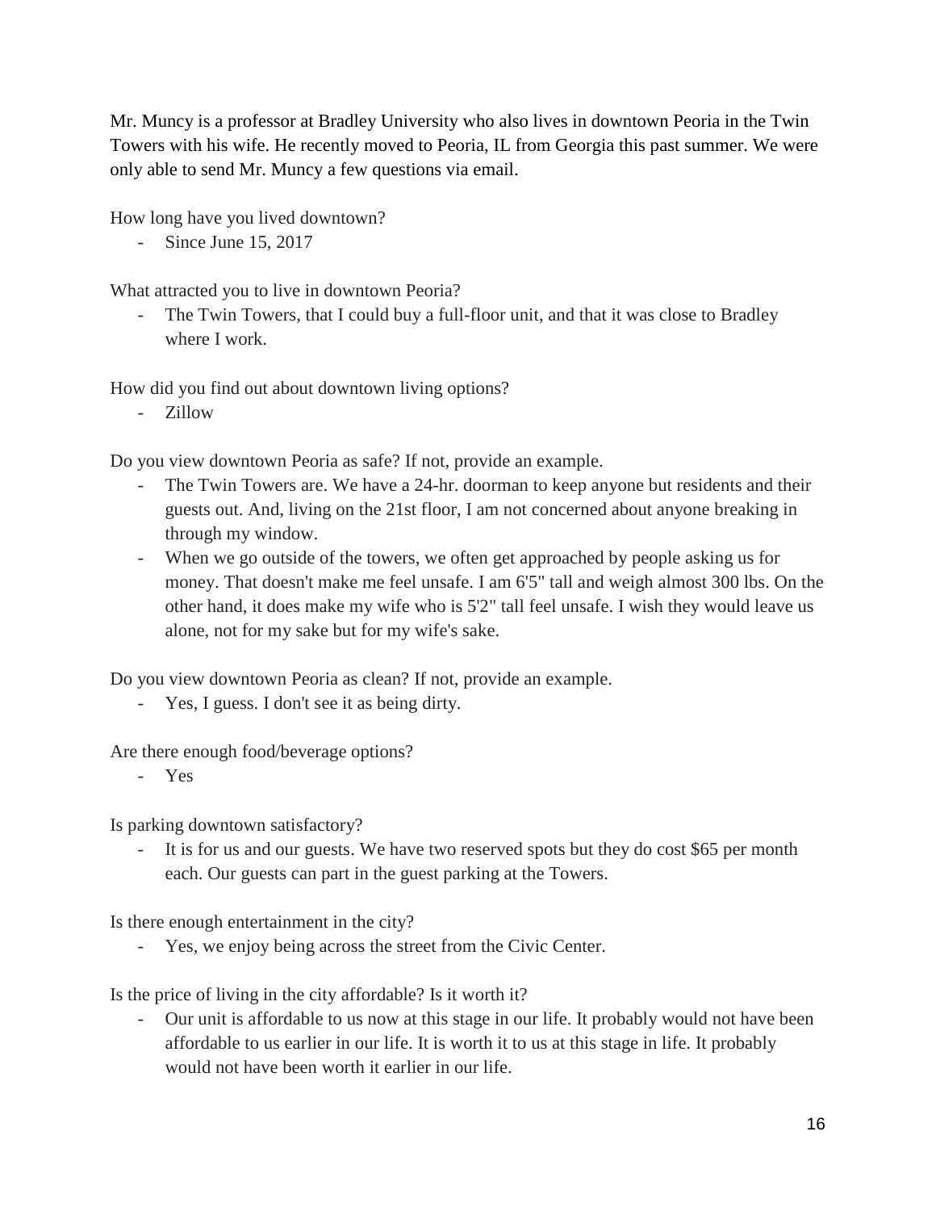Mr. Muncy is a professor at Bradley University who also lives in downtown Peoria in the Twin Towers with his wife. He recently moved to Peoria, IL from Georgia this past summer. We were only able to send Mr. Muncy a few questions via email.

How long have you lived downtown?

- Since June 15, 2017

What attracted you to live in downtown Peoria?

- The Twin Towers, that I could buy a full-floor unit, and that it was close to Bradley where I work.

How did you find out about downtown living options?

- Zillow

Do you view downtown Peoria as safe? If not, provide an example.

- The Twin Towers are. We have a 24-hr. doorman to keep anyone but residents and their guests out. And, living on the 21st floor, I am not concerned about anyone breaking in through my window.
- When we go outside of the towers, we often get approached by people asking us for money. That doesn't make me feel unsafe. I am 6'5" tall and weigh almost 300 lbs. On the other hand, it does make my wife who is 5'2" tall feel unsafe. I wish they would leave us alone, not for my sake but for my wife's sake.

Do you view downtown Peoria as clean? If not, provide an example.

- Yes, I guess. I don't see it as being dirty.

Are there enough food/beverage options?

- Yes

Is parking downtown satisfactory?

- It is for us and our guests. We have two reserved spots but they do cost $65 per month each. Our guests can part in the guest parking at the Towers.

Is there enough entertainment in the city?

- Yes, we enjoy being across the street from the Civic Center.

Is the price of living in the city affordable? Is it worth it?

- Our unit is affordable to us now at this stage in our life. It probably would not have been affordable to us earlier in our life. It is worth it to us at this stage in life. It probably would not have been worth it earlier in our life.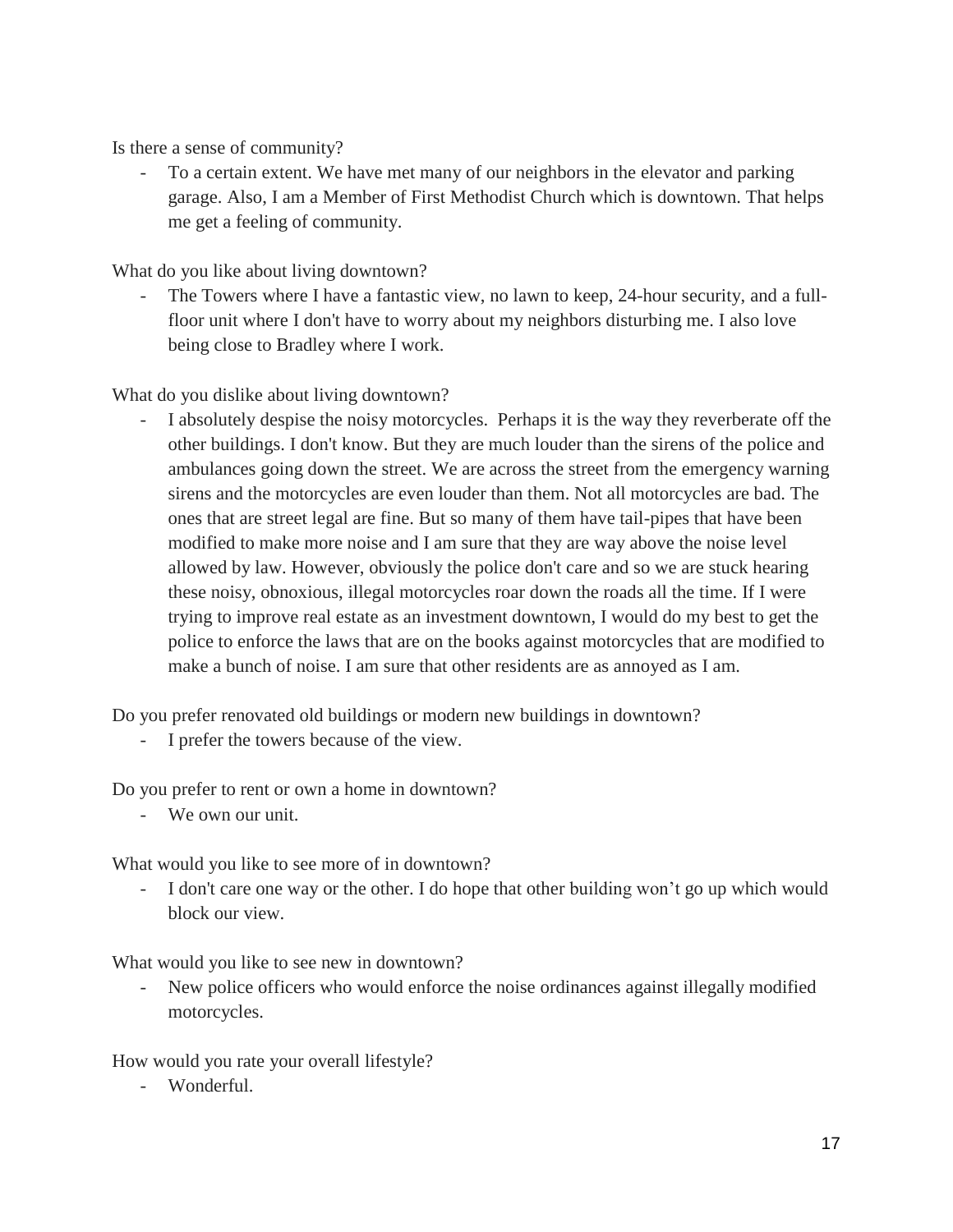Is there a sense of community?

- To a certain extent. We have met many of our neighbors in the elevator and parking garage. Also, I am a Member of First Methodist Church which is downtown. That helps me get a feeling of community.

What do you like about living downtown?

- The Towers where I have a fantastic view, no lawn to keep, 24-hour security, and a full-floor unit where I don't have to worry about my neighbors disturbing me. I also love being close to Bradley where I work.

What do you dislike about living downtown?

- I absolutely despise the noisy motorcycles. Perhaps it is the way they reverberate off the other buildings. I don't know. But they are much louder than the sirens of the police and ambulances going down the street. We are across the street from the emergency warning sirens and the motorcycles are even louder than them. Not all motorcycles are bad. The ones that are street legal are fine. But so many of them have tail-pipes that have been modified to make more noise and I am sure that they are way above the noise level allowed by law. However, obviously the police don't care and so we are stuck hearing these noisy, obnoxious, illegal motorcycles roar down the roads all the time. If I were trying to improve real estate as an investment downtown, I would do my best to get the police to enforce the laws that are on the books against motorcycles that are modified to make a bunch of noise. I am sure that other residents are as annoyed as I am.

Do you prefer renovated old buildings or modern new buildings in downtown?

- I prefer the towers because of the view.

Do you prefer to rent or own a home in downtown?

- We own our unit.

What would you like to see more of in downtown?

- I don't care one way or the other. I do hope that other building won't go up which would block our view.

What would you like to see new in downtown?

- New police officers who would enforce the noise ordinances against illegally modified motorcycles.

How would you rate your overall lifestyle?

- Wonderful.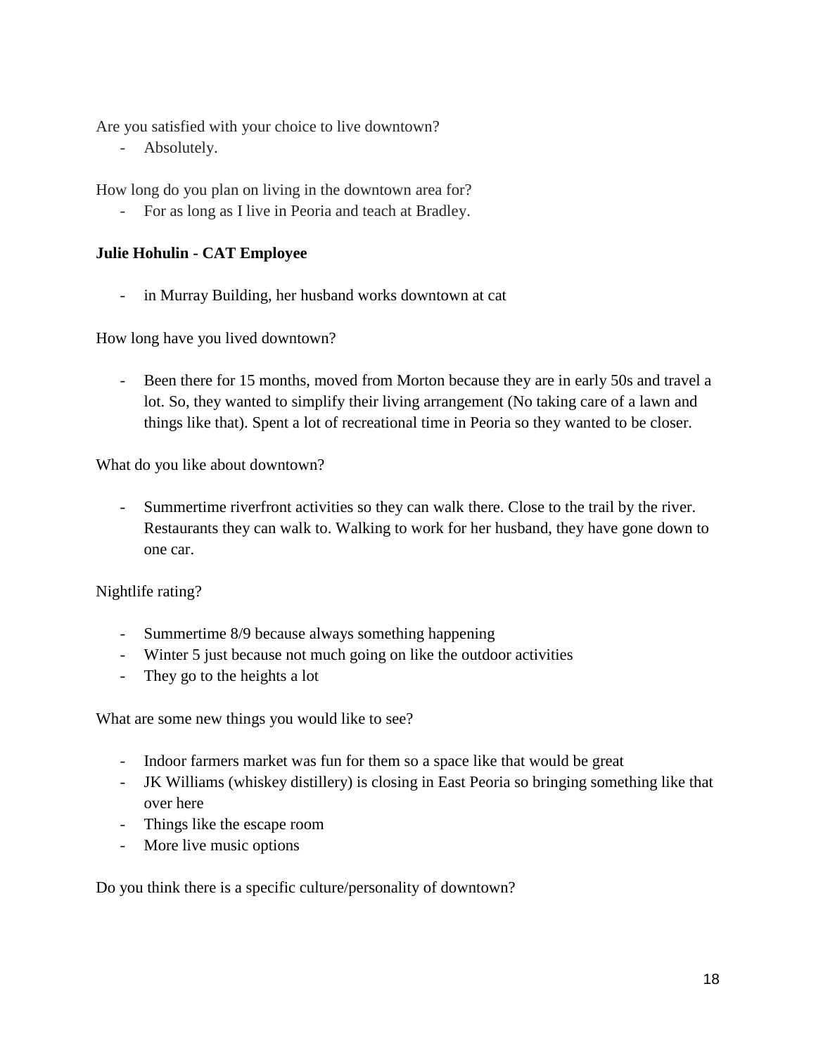Are you satisfied with your choice to live downtown?

- Absolutely.

How long do you plan on living in the downtown area for?

- For as long as I live in Peoria and teach at Bradley.

**Julie Hohulin - CAT Employee**

- in Murray Building, her husband works downtown at cat

How long have you lived downtown?

- Been there for 15 months, moved from Morton because they are in early 50s and travel a lot. So, they wanted to simplify their living arrangement (No taking care of a lawn and things like that). Spent a lot of recreational time in Peoria so they wanted to be closer.

What do you like about downtown?

- Summertime riverfront activities so they can walk there. Close to the trail by the river. Restaurants they can walk to. Walking to work for her husband, they have gone down to one car.

Nightlife rating?

- Summertime 8/9 because always something happening
- Winter 5 just because not much going on like the outdoor activities
- They go to the heights a lot

What are some new things you would like to see?

- Indoor farmers market was fun for them so a space like that would be great
- JK Williams (whiskey distillery) is closing in East Peoria so bringing something like that over here
- Things like the escape room
- More live music options

Do you think there is a specific culture/personality of downtown?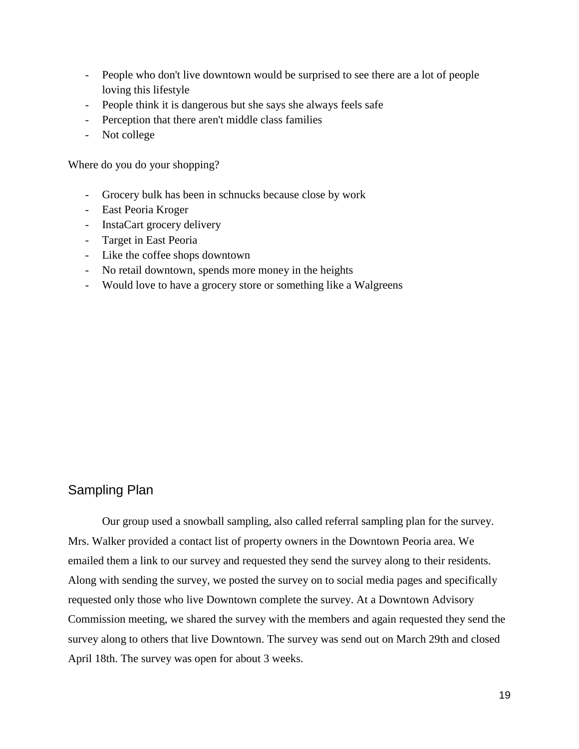- People who don't live downtown would be surprised to see there are a lot of people loving this lifestyle
- People think it is dangerous but she says she always feels safe
- Perception that there aren't middle class families
- Not college

Where do you do your shopping?

- Grocery bulk has been in schnucks because close by work
- East Peoria Kroger
- InstaCart grocery delivery
- Target in East Peoria
- Like the coffee shops downtown
- No retail downtown, spends more money in the heights
- Would love to have a grocery store or something like a Walgreens

## Sampling Plan

Our group used a snowball sampling, also called referral sampling plan for the survey. Mrs. Walker provided a contact list of property owners in the Downtown Peoria area. We emailed them a link to our survey and requested they send the survey along to their residents. Along with sending the survey, we posted the survey on to social media pages and specifically requested only those who live Downtown complete the survey. At a Downtown Advisory Commission meeting, we shared the survey with the members and again requested they send the survey along to others that live Downtown. The survey was send out on March 29th and closed April 18th. The survey was open for about 3 weeks.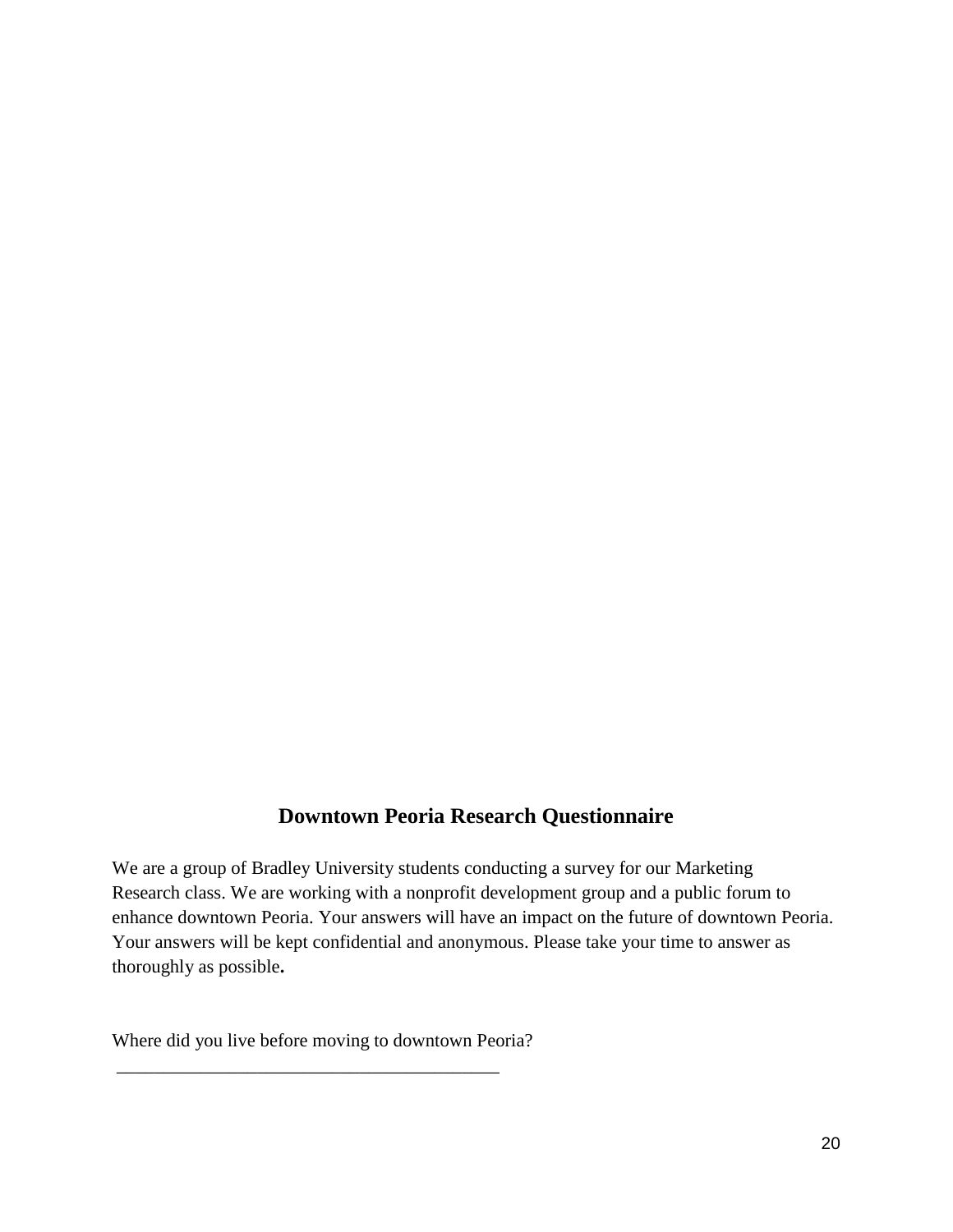# Downtown Peoria Research Questionnaire

We are a group of Bradley University students conducting a survey for our Marketing Research class. We are working with a nonprofit development group and a public forum to enhance downtown Peoria. Your answers will have an impact on the future of downtown Peoria. Your answers will be kept confidential and anonymous. Please take your time to answer as thoroughly as possible**.**

Where did you live before moving to downtown Peoria?

___________________________________________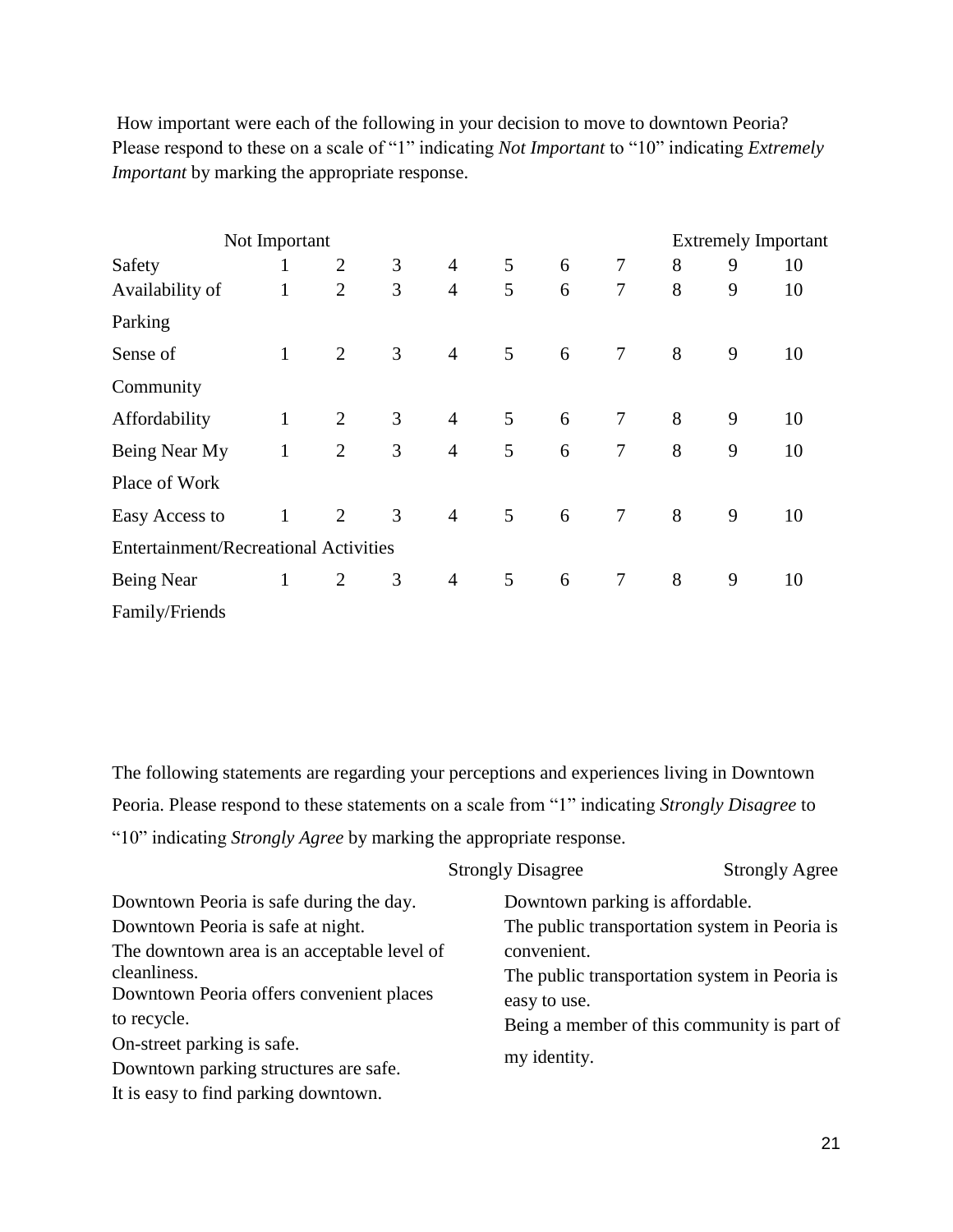How important were each of the following in your decision to move to downtown Peoria? Please respond to these on a scale of "1" indicating *Not Important* to "10" indicating *Extremely Important* by marking the appropriate response.

| | Not Important | | | | | | | Extremely Important | | |
|---|---|---|---|---|---|---|---|---|---|---|
| Safety | 1 | 2 | 3 | 4 | 5 | 6 | 7 | 8 | 9 | 10 |
| Availability of Parking | 1 | 2 | 3 | 4 | 5 | 6 | 7 | 8 | 9 | 10 |
| Sense of Community | 1 | 2 | 3 | 4 | 5 | 6 | 7 | 8 | 9 | 10 |
| Affordability | 1 | 2 | 3 | 4 | 5 | 6 | 7 | 8 | 9 | 10 |
| Being Near My Place of Work | 1 | 2 | 3 | 4 | 5 | 6 | 7 | 8 | 9 | 10 |
| Easy Access to Entertainment/Recreational Activities | 1 | 2 | 3 | 4 | 5 | 6 | 7 | 8 | 9 | 10 |
| Being Near Family/Friends | 1 | 2 | 3 | 4 | 5 | 6 | 7 | 8 | 9 | 10 |

The following statements are regarding your perceptions and experiences living in Downtown Peoria. Please respond to these statements on a scale from "1" indicating *Strongly Disagree* to "10" indicating *Strongly Agree* by marking the appropriate response.

Strongly Disagree — Strongly Agree

- Downtown Peoria is safe during the day.
- Downtown Peoria is safe at night.
- The downtown area is an acceptable level of cleanliness.
- Downtown Peoria offers convenient places to recycle.
- On-street parking is safe.
- Downtown parking structures are safe.
- It is easy to find parking downtown.
- Downtown parking is affordable.
- The public transportation system in Peoria is convenient.
- The public transportation system in Peoria is easy to use.
- Being a member of this community is part of my identity.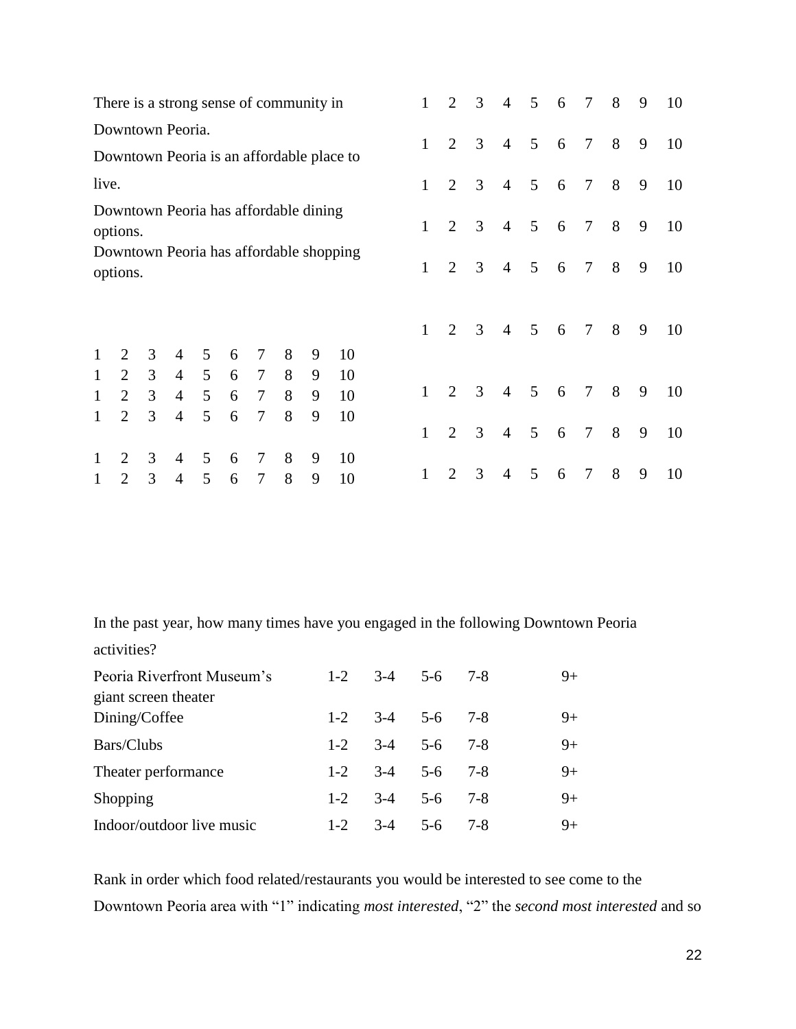| | | | | | | | | | | |
|---|---|---|---|---|---|---|---|---|---|---|
| There is a strong sense of community in Downtown Peoria. | 1 | 2 | 3 | 4 | 5 | 6 | 7 | 8 | 9 | 10 |
| Downtown Peoria is an affordable place to live. | 1 | 2 | 3 | 4 | 5 | 6 | 7 | 8 | 9 | 10 |
| Downtown Peoria has affordable dining options. | 1 | 2 | 3 | 4 | 5 | 6 | 7 | 8 | 9 | 10 |
| Downtown Peoria has affordable shopping options. | 1 | 2 | 3 | 4 | 5 | 6 | 7 | 8 | 9 | 10 |
| | 1 | 2 | 3 | 4 | 5 | 6 | 7 | 8 | 9 | 10 |
| | 1 | 2 | 3 | 4 | 5 | 6 | 7 | 8 | 9 | 10 |
| | 1 | 2 | 3 | 4 | 5 | 6 | 7 | 8 | 9 | 10 |
| | 1 | 2 | 3 | 4 | 5 | 6 | 7 | 8 | 9 | 10 |
| | 1 | 2 | 3 | 4 | 5 | 6 | 7 | 8 | 9 | 10 |

| | | | | | | | | | |
|---|---|---|---|---|---|---|---|---|---|
| 1 | 2 | 3 | 4 | 5 | 6 | 7 | 8 | 9 | 10 |
| 1 | 2 | 3 | 4 | 5 | 6 | 7 | 8 | 9 | 10 |
| 1 | 2 | 3 | 4 | 5 | 6 | 7 | 8 | 9 | 10 |
| 1 | 2 | 3 | 4 | 5 | 6 | 7 | 8 | 9 | 10 |
| 1 | 2 | 3 | 4 | 5 | 6 | 7 | 8 | 9 | 10 |
| 1 | 2 | 3 | 4 | 5 | 6 | 7 | 8 | 9 | 10 |

In the past year, how many times have you engaged in the following Downtown Peoria activities?

| | | | | | |
|---|---|---|---|---|---|
| Peoria Riverfront Museum's giant screen theater | 1-2 | 3-4 | 5-6 | 7-8 | 9+ |
| Dining/Coffee | 1-2 | 3-4 | 5-6 | 7-8 | 9+ |
| Bars/Clubs | 1-2 | 3-4 | 5-6 | 7-8 | 9+ |
| Theater performance | 1-2 | 3-4 | 5-6 | 7-8 | 9+ |
| Shopping | 1-2 | 3-4 | 5-6 | 7-8 | 9+ |
| Indoor/outdoor live music | 1-2 | 3-4 | 5-6 | 7-8 | 9+ |

Rank in order which food related/restaurants you would be interested to see come to the Downtown Peoria area with "1" indicating *most interested*, "2" the *second most interested* and so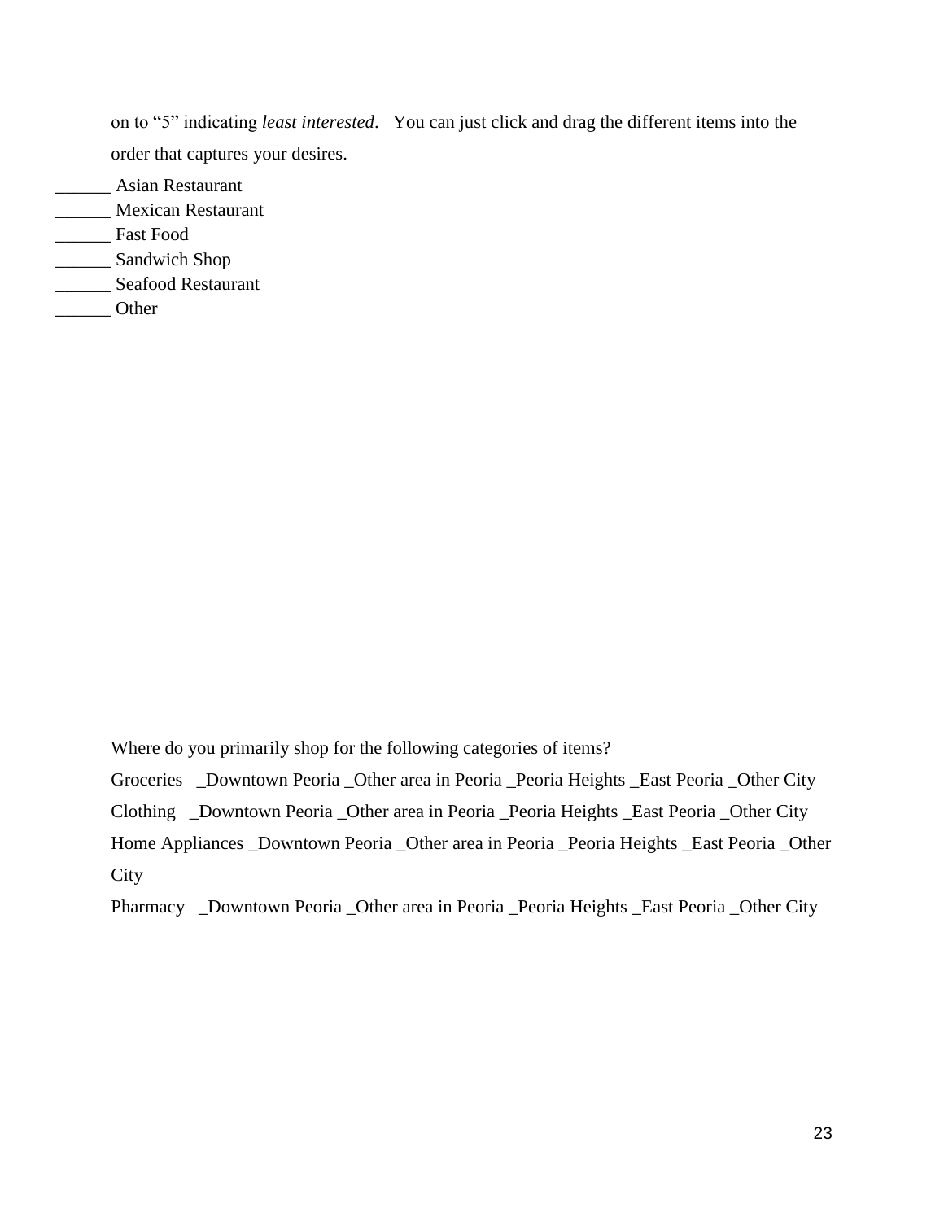on to “5” indicating *least interested*.   You can just click and drag the different items into the order that captures your desires.

______ Asian Restaurant
______ Mexican Restaurant
______ Fast Food
______ Sandwich Shop
______ Seafood Restaurant
______ Other

Where do you primarily shop for the following categories of items?

Groceries   _Downtown Peoria _Other area in Peoria _Peoria Heights _East Peoria _Other City

Clothing   _Downtown Peoria _Other area in Peoria _Peoria Heights _East Peoria _Other City

Home Appliances _Downtown Peoria _Other area in Peoria _Peoria Heights _East Peoria _Other City

Pharmacy   _Downtown Peoria _Other area in Peoria _Peoria Heights _East Peoria _Other City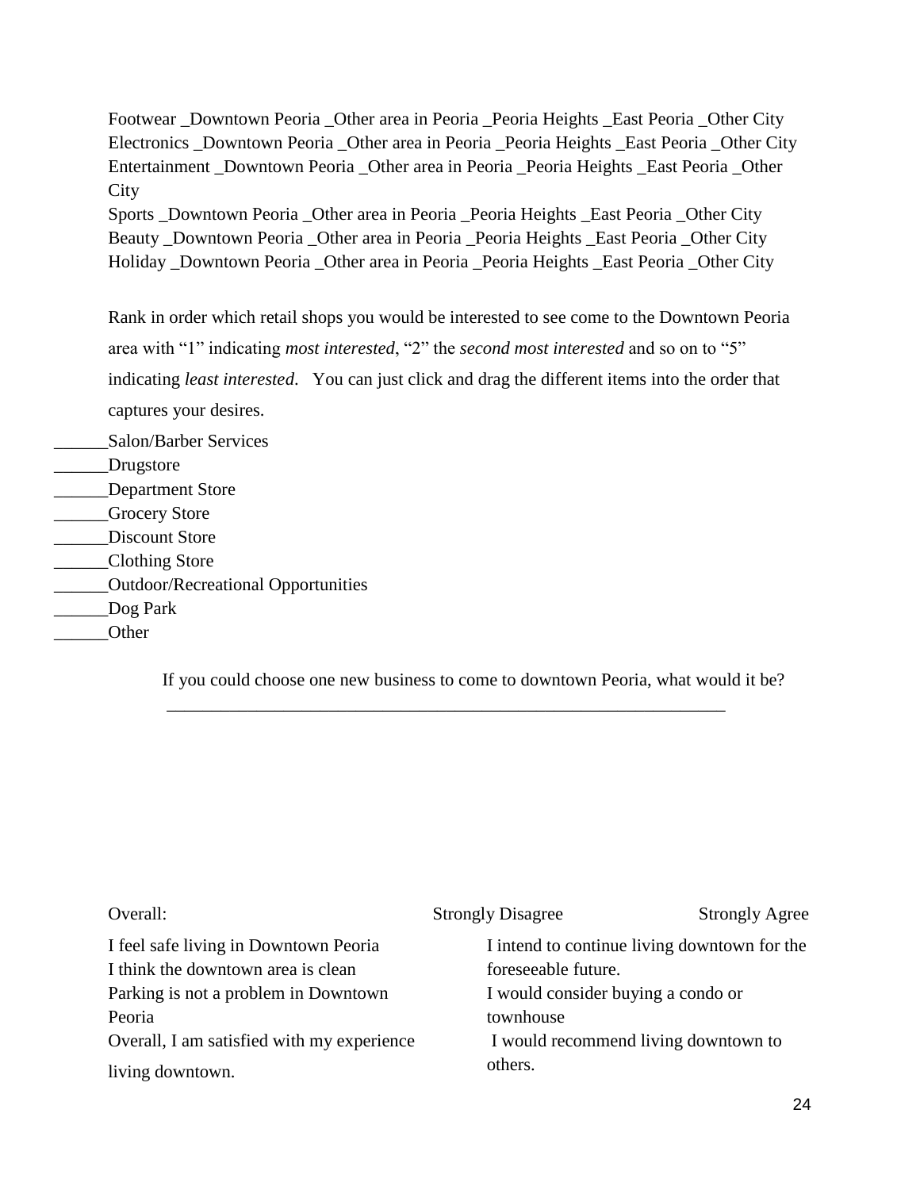Footwear _Downtown Peoria _Other area in Peoria _Peoria Heights _East Peoria _Other City
Electronics _Downtown Peoria _Other area in Peoria _Peoria Heights _East Peoria _Other City
Entertainment _Downtown Peoria _Other area in Peoria _Peoria Heights _East Peoria _Other City
Sports _Downtown Peoria _Other area in Peoria _Peoria Heights _East Peoria _Other City
Beauty _Downtown Peoria _Other area in Peoria _Peoria Heights _East Peoria _Other City
Holiday _Downtown Peoria _Other area in Peoria _Peoria Heights _East Peoria _Other City

Rank in order which retail shops you would be interested to see come to the Downtown Peoria area with "1" indicating *most interested*, "2" the *second most interested* and so on to "5" indicating *least interested*. You can just click and drag the different items into the order that captures your desires.

______Salon/Barber Services
______Drugstore
______Department Store
______Grocery Store
______Discount Store
______Clothing Store
______Outdoor/Recreational Opportunities
______Dog Park
______Other

If you could choose one new business to come to downtown Peoria, what would it be?
________________________________________________________________

Overall: Strongly Disagree Strongly Agree

I feel safe living in Downtown Peoria
I think the downtown area is clean
Parking is not a problem in Downtown Peoria
Overall, I am satisfied with my experience living downtown.
I intend to continue living downtown for the foreseeable future.
I would consider buying a condo or townhouse
I would recommend living downtown to others.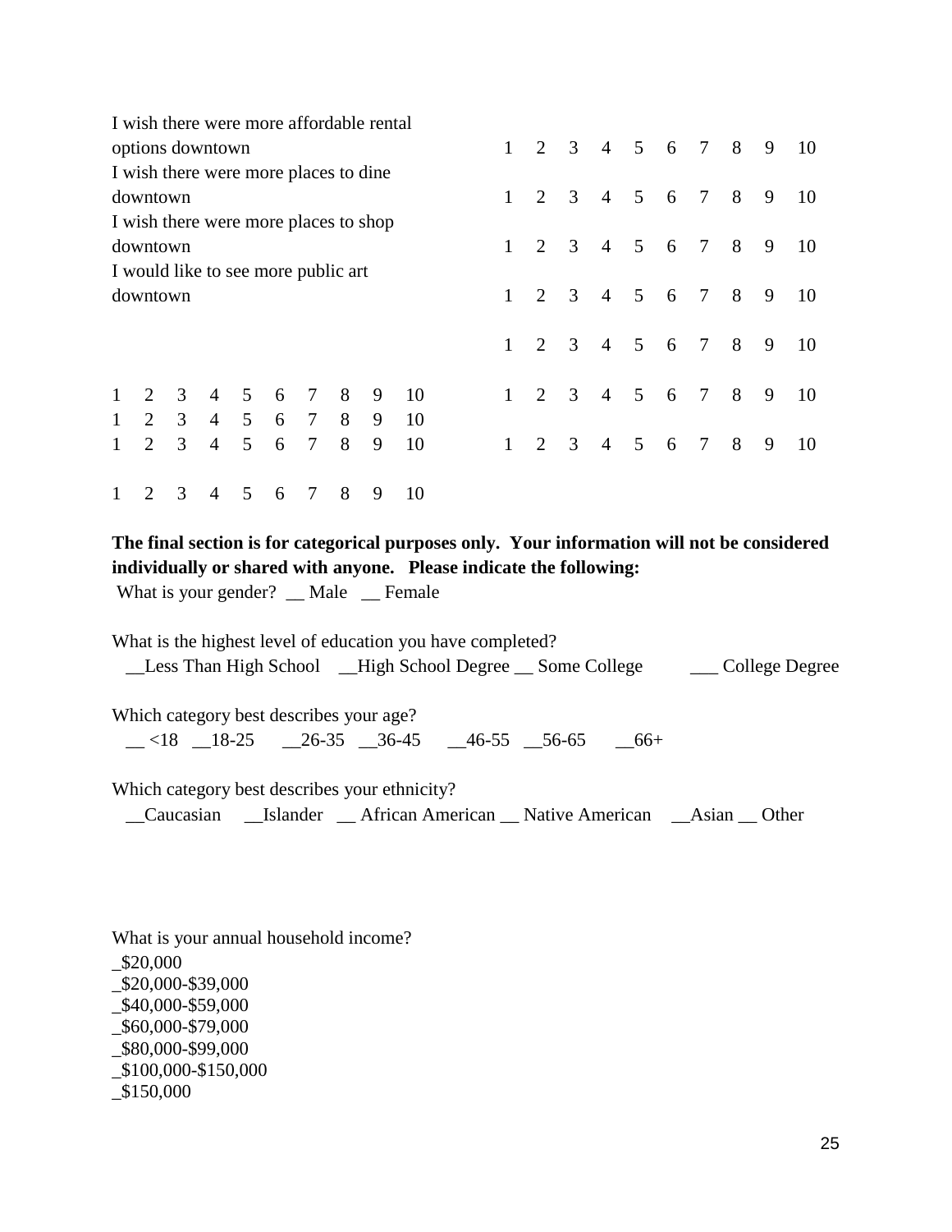| | |
|---|---|
| I wish there were more affordable rental options downtown | 1 2 3 4 5 6 7 8 9 10 |
| I wish there were more places to dine downtown | 1 2 3 4 5 6 7 8 9 10 |
| I wish there were more places to shop downtown | 1 2 3 4 5 6 7 8 9 10 |
| I would like to see more public art downtown | 1 2 3 4 5 6 7 8 9 10 |
| | 1 2 3 4 5 6 7 8 9 10 |
| 1 2 3 4 5 6 7 8 9 10 | 1 2 3 4 5 6 7 8 9 10 |
| 1 2 3 4 5 6 7 8 9 10 | |
| 1 2 3 4 5 6 7 8 9 10 | 1 2 3 4 5 6 7 8 9 10 |
| 1 2 3 4 5 6 7 8 9 10 | |

**The final section is for categorical purposes only. Your information will not be considered individually or shared with anyone. Please indicate the following:**

What is your gender? __ Male __ Female

What is the highest level of education you have completed?
__Less Than High School __High School Degree __ Some College ___ College Degree

Which category best describes your age?
__ <18 __18-25 __26-35 __36-45 __46-55 __56-65 __66+

Which category best describes your ethnicity?
__Caucasian __Islander __ African American __ Native American __Asian __ Other

What is your annual household income?
_$20,000
_$20,000-$39,000
_$40,000-$59,000
_$60,000-$79,000
_$80,000-$99,000
_$100,000-$150,000
_$150,000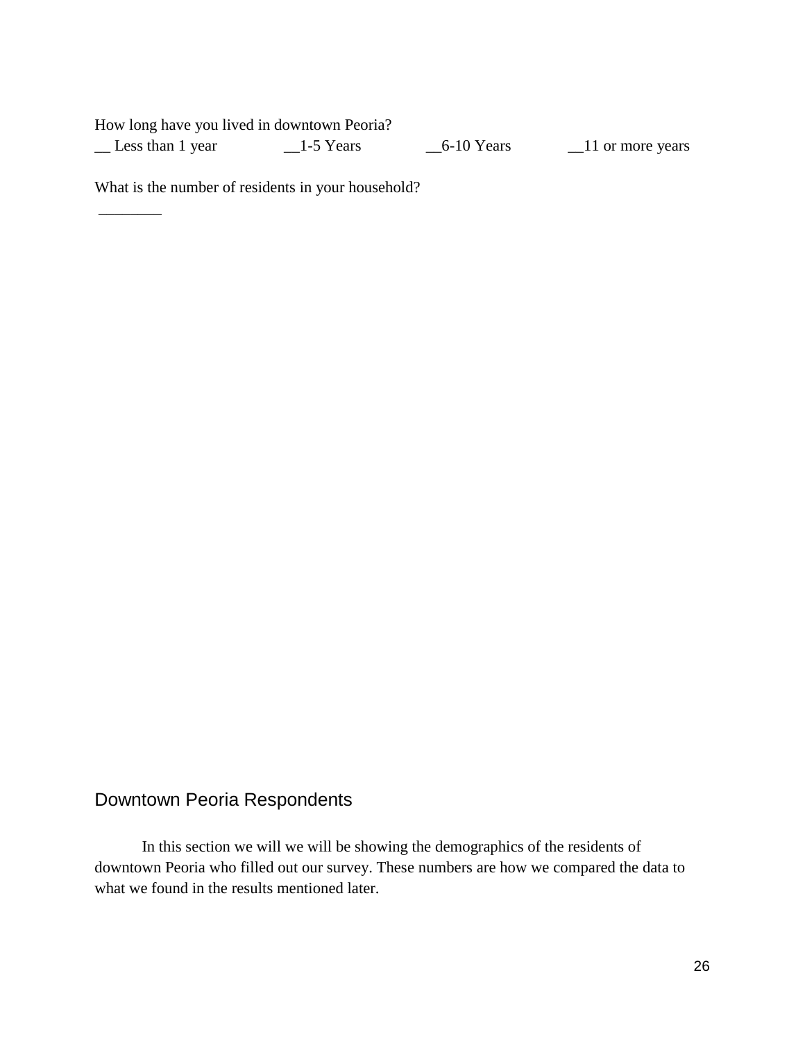How long have you lived in downtown Peoria?

__ Less than 1 year __1-5 Years __6-10 Years __11 or more years

What is the number of residents in your household?

________

## Downtown Peoria Respondents

In this section we will we will be showing the demographics of the residents of downtown Peoria who filled out our survey. These numbers are how we compared the data to what we found in the results mentioned later.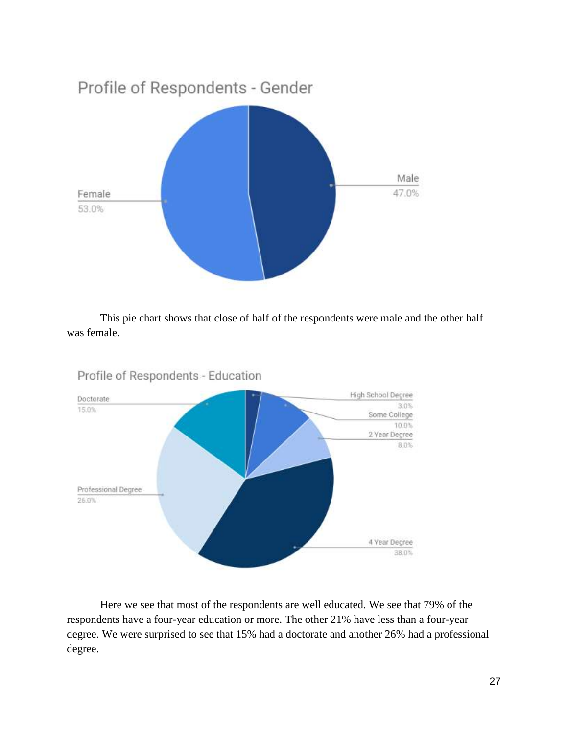Profile of Respondents - Gender

Female 53.0%

Male 47.0%

This pie chart shows that close of half of the respondents were male and the other half was female.

Profile of Respondents - Education

Doctorate 15.0%

High School Degree 3.0%

Some College 10.0%

2 Year Degree 8.0%

Professional Degree 26.0%

4 Year Degree 38.0%

Here we see that most of the respondents are well educated. We see that 79% of the respondents have a four-year education or more. The other 21% have less than a four-year degree. We were surprised to see that 15% had a doctorate and another 26% had a professional degree.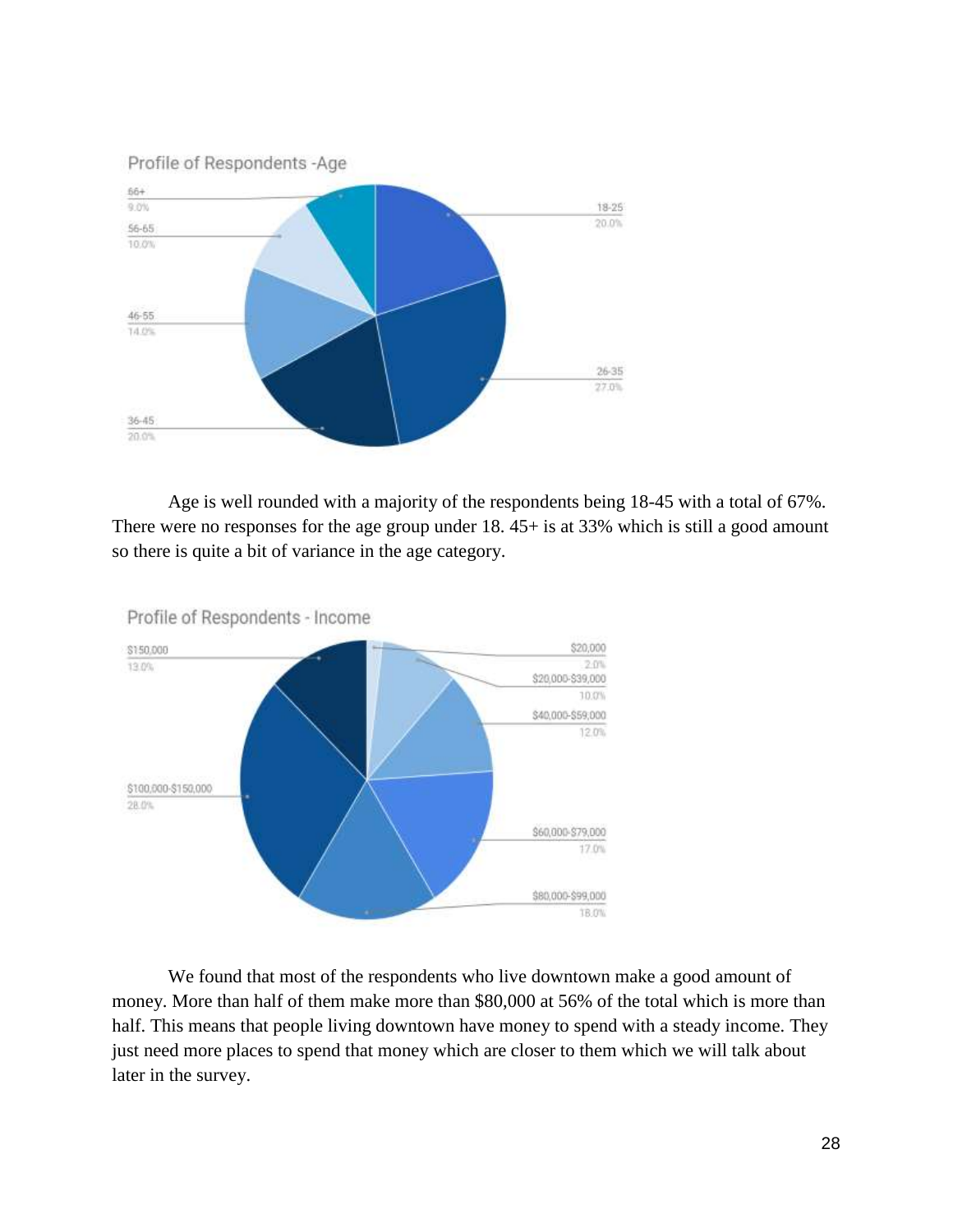Profile of Respondents -Age

| Age | Percent |
| --- | --- |
| 18-25 | 20.0% |
| 26-35 | 27.0% |
| 36-45 | 20.0% |
| 46-55 | 14.0% |
| 56-65 | 10.0% |
| 66+ | 9.0% |

Age is well rounded with a majority of the respondents being 18-45 with a total of 67%. There were no responses for the age group under 18. 45+ is at 33% which is still a good amount so there is quite a bit of variance in the age category.

Profile of Respondents - Income

| Income | Percent |
| --- | --- |
| $20,000 | 2.0% |
| $20,000-$39,000 | 10.0% |
| $40,000-$59,000 | 12.0% |
| $60,000-$79,000 | 17.0% |
| $80,000-$99,000 | 18.0% |
| $100,000-$150,000 | 28.0% |
| $150,000 | 13.0% |

We found that most of the respondents who live downtown make a good amount of money. More than half of them make more than $80,000 at 56% of the total which is more than half. This means that people living downtown have money to spend with a steady income. They just need more places to spend that money which are closer to them which we will talk about later in the survey.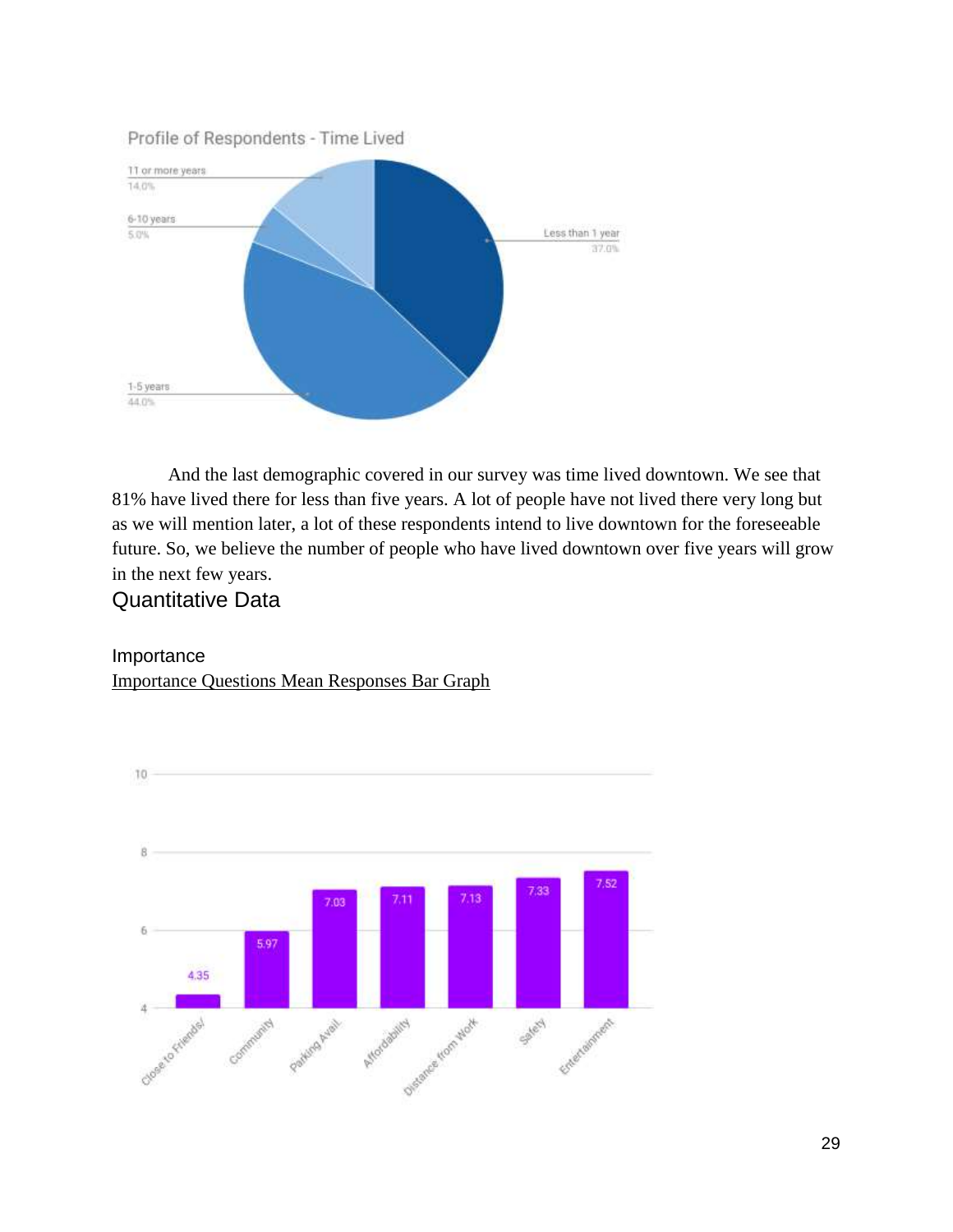Profile of Respondents - Time Lived

| Time Lived | Percent |
|---|---|
| Less than 1 year | 37.0% |
| 1-5 years | 44.0% |
| 6-10 years | 5.0% |
| 11 or more years | 14.0% |

And the last demographic covered in our survey was time lived downtown. We see that 81% have lived there for less than five years. A lot of people have not lived there very long but as we will mention later, a lot of these respondents intend to live downtown for the foreseeable future. So, we believe the number of people who have lived downtown over five years will grow in the next few years.

## Quantitative Data

### Importance

Importance Questions Mean Responses Bar Graph

| Factor | Mean Response |
|---|---|
| Close to Friends/ | 4.35 |
| Community | 5.97 |
| Parking Avail. | 7.03 |
| Affordability | 7.11 |
| Distance from Work | 7.13 |
| Safety | 7.33 |
| Entertainment | 7.52 |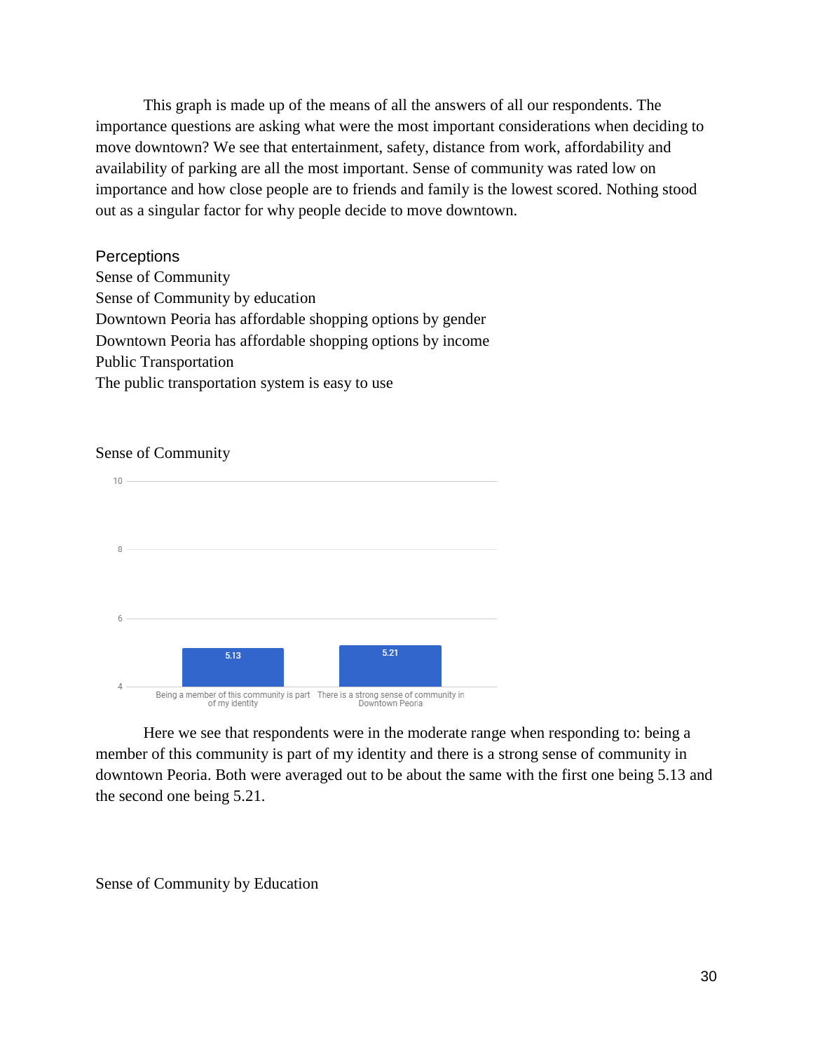This graph is made up of the means of all the answers of all our respondents. The importance questions are asking what were the most important considerations when deciding to move downtown? We see that entertainment, safety, distance from work, affordability and availability of parking are all the most important. Sense of community was rated low on importance and how close people are to friends and family is the lowest scored. Nothing stood out as a singular factor for why people decide to move downtown.

## Perceptions

Sense of Community
Sense of Community by education
Downtown Peoria has affordable shopping options by gender
Downtown Peoria has affordable shopping options by income
Public Transportation
The public transportation system is easy to use

### Sense of Community

| | Mean |
|---|---|
| Being a member of this community is part of my identity | 5.13 |
| There is a strong sense of community in Downtown Peoria | 5.21 |

Here we see that respondents were in the moderate range when responding to: being a member of this community is part of my identity and there is a strong sense of community in downtown Peoria. Both were averaged out to be about the same with the first one being 5.13 and the second one being 5.21.

### Sense of Community by Education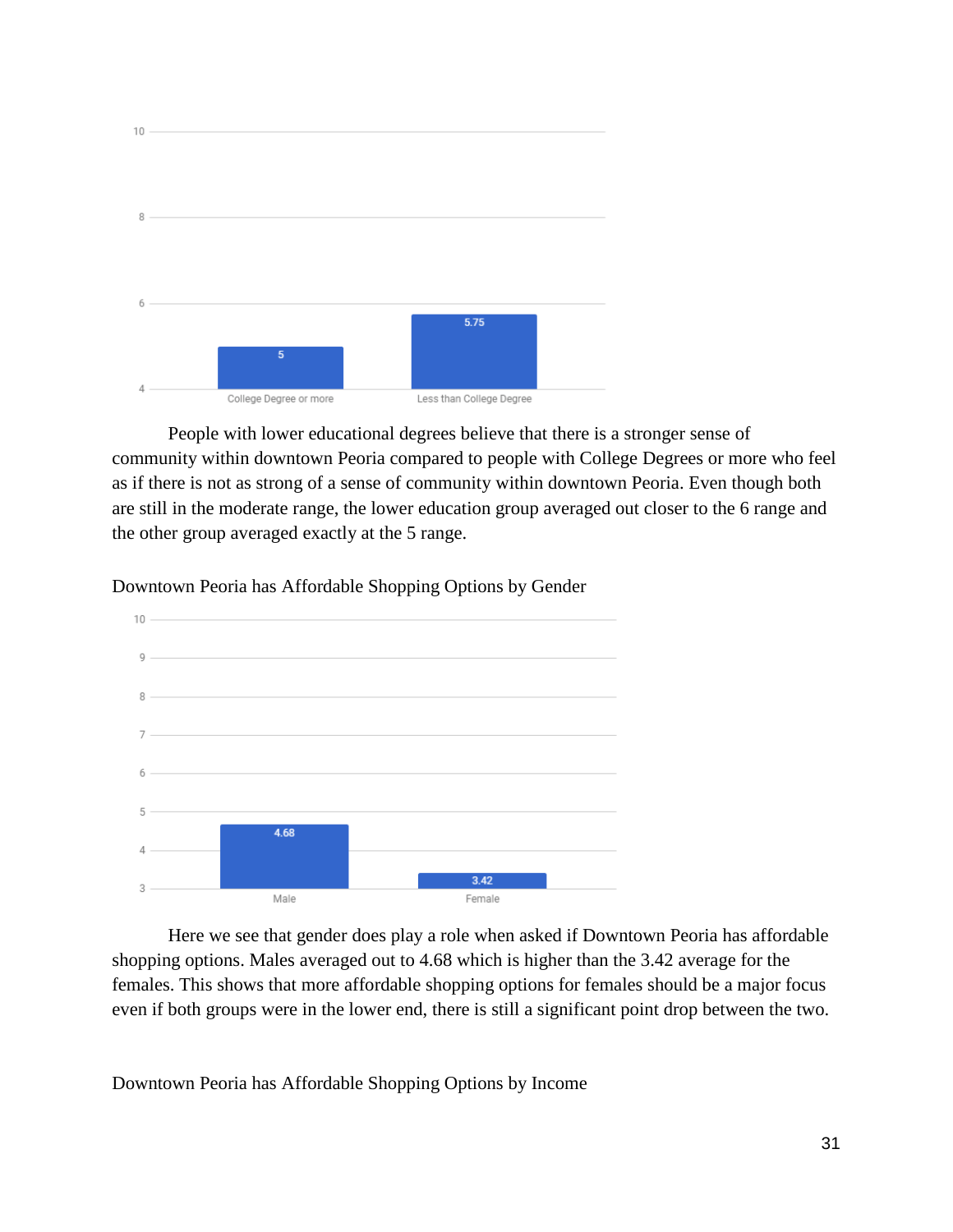People with lower educational degrees believe that there is a stronger sense of community within downtown Peoria compared to people with College Degrees or more who feel as if there is not as strong of a sense of community within downtown Peoria. Even though both are still in the moderate range, the lower education group averaged out closer to the 6 range and the other group averaged exactly at the 5 range.

Downtown Peoria has Affordable Shopping Options by Gender

Here we see that gender does play a role when asked if Downtown Peoria has affordable shopping options. Males averaged out to 4.68 which is higher than the 3.42 average for the females. This shows that more affordable shopping options for females should be a major focus even if both groups were in the lower end, there is still a significant point drop between the two.

Downtown Peoria has Affordable Shopping Options by Income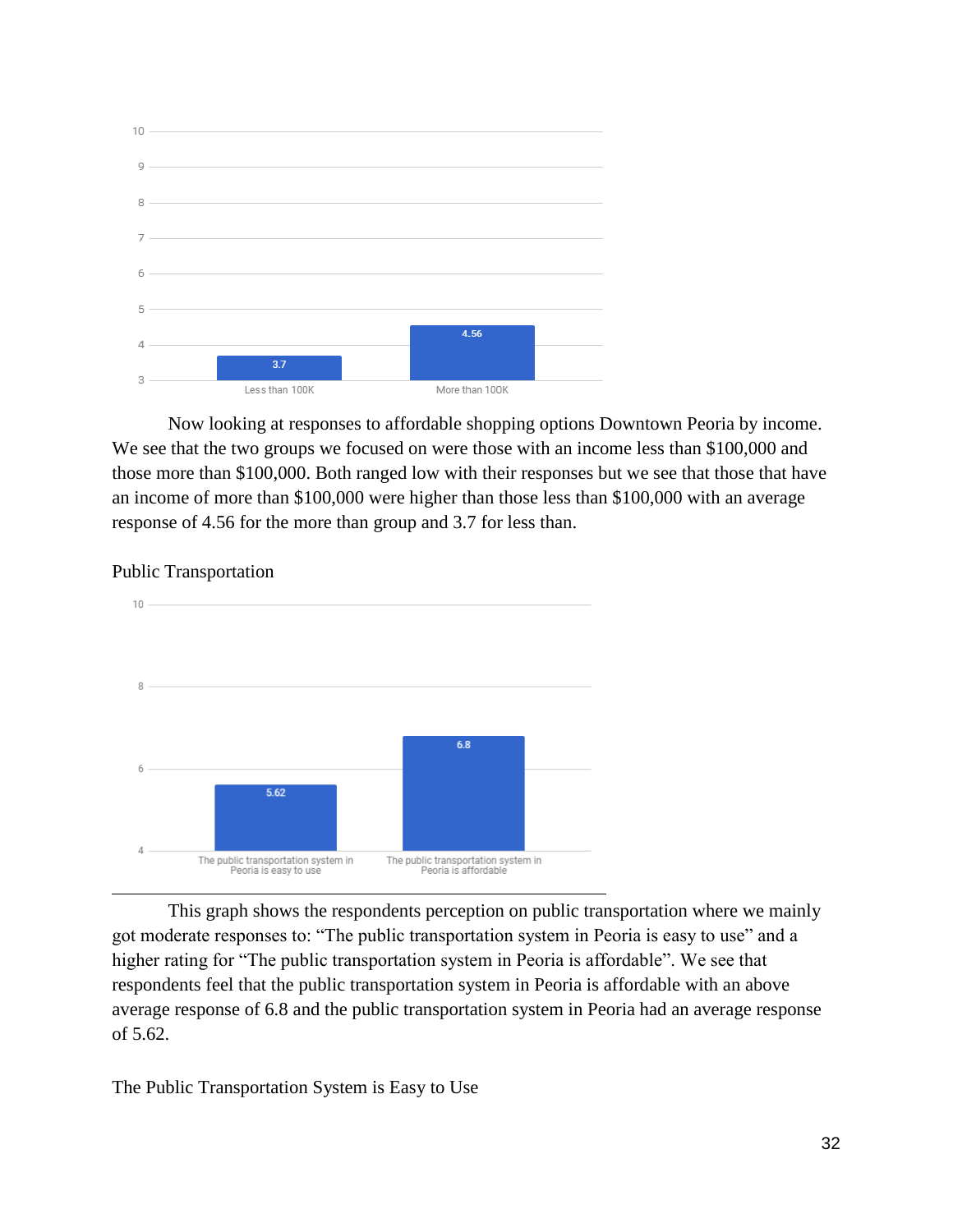Now looking at responses to affordable shopping options Downtown Peoria by income. We see that the two groups we focused on were those with an income less than $100,000 and those more than $100,000. Both ranged low with their responses but we see that those that have an income of more than $100,000 were higher than those less than $100,000 with an average response of 4.56 for the more than group and 3.7 for less than.

Public Transportation

This graph shows the respondents perception on public transportation where we mainly got moderate responses to: "The public transportation system in Peoria is easy to use" and a higher rating for "The public transportation system in Peoria is affordable". We see that respondents feel that the public transportation system in Peoria is affordable with an above average response of 6.8 and the public transportation system in Peoria had an average response of 5.62.

The Public Transportation System is Easy to Use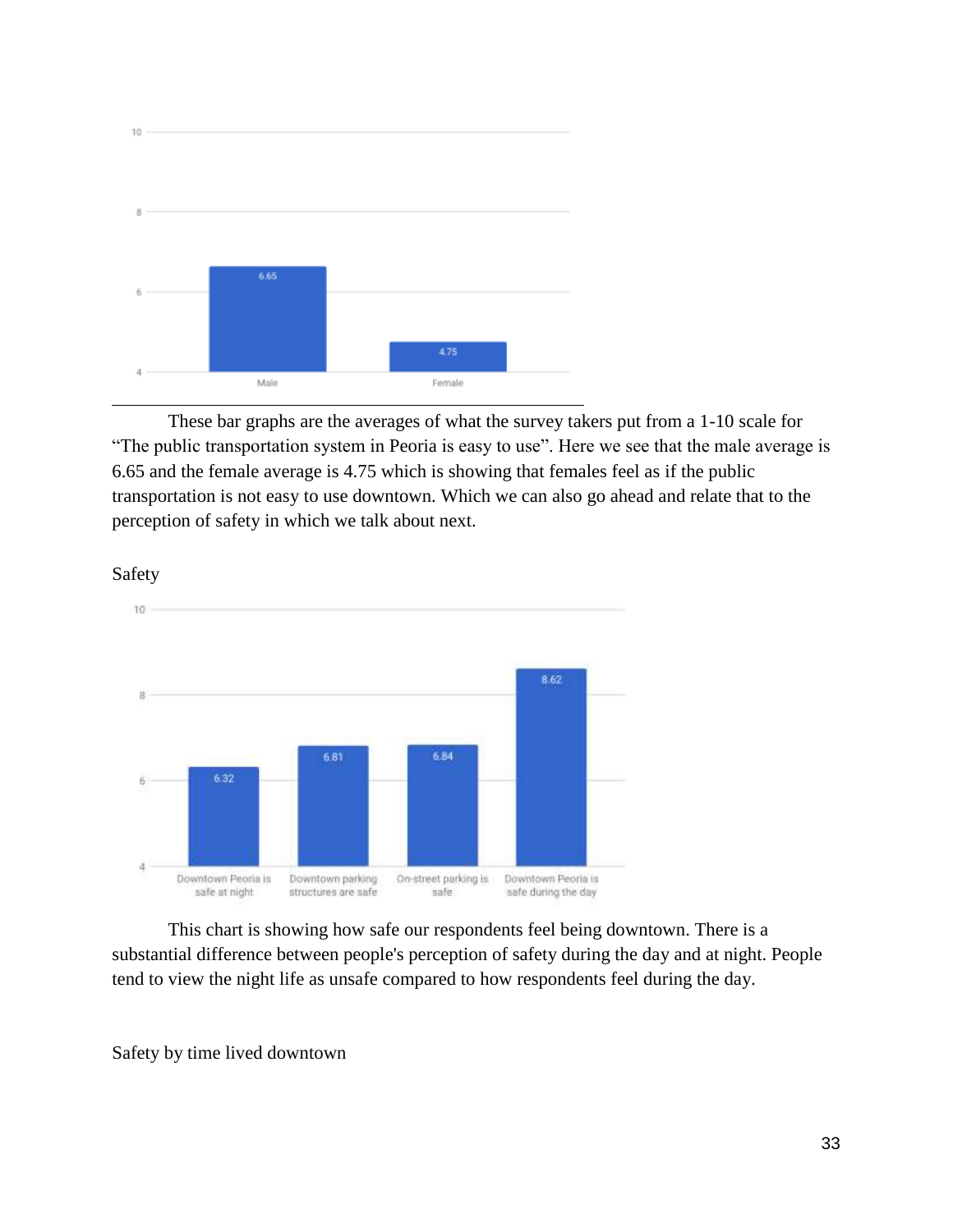These bar graphs are the averages of what the survey takers put from a 1-10 scale for "The public transportation system in Peoria is easy to use". Here we see that the male average is 6.65 and the female average is 4.75 which is showing that females feel as if the public transportation is not easy to use downtown. Which we can also go ahead and relate that to the perception of safety in which we talk about next.

Safety

This chart is showing how safe our respondents feel being downtown. There is a substantial difference between people's perception of safety during the day and at night. People tend to view the night life as unsafe compared to how respondents feel during the day.

Safety by time lived downtown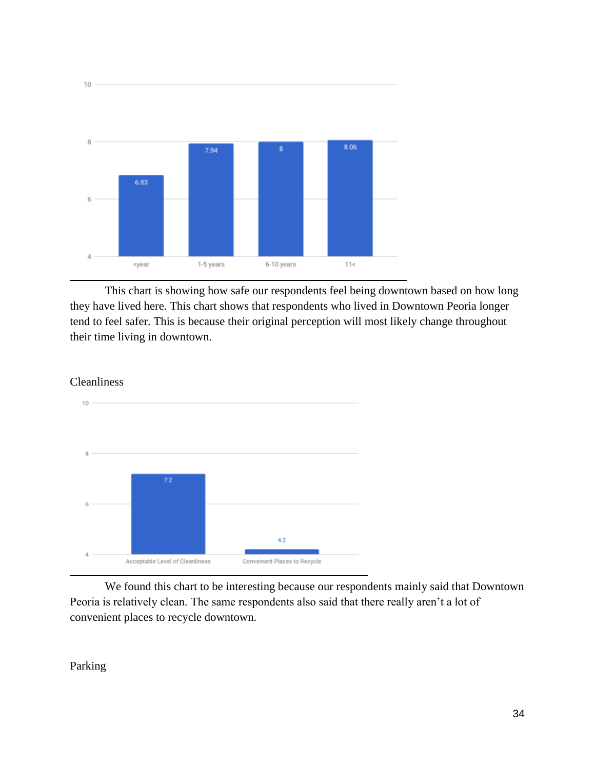This chart is showing how safe our respondents feel being downtown based on how long they have lived here. This chart shows that respondents who lived in Downtown Peoria longer tend to feel safer. This is because their original perception will most likely change throughout their time living in downtown.

Cleanliness

We found this chart to be interesting because our respondents mainly said that Downtown Peoria is relatively clean. The same respondents also said that there really aren't a lot of convenient places to recycle downtown.

Parking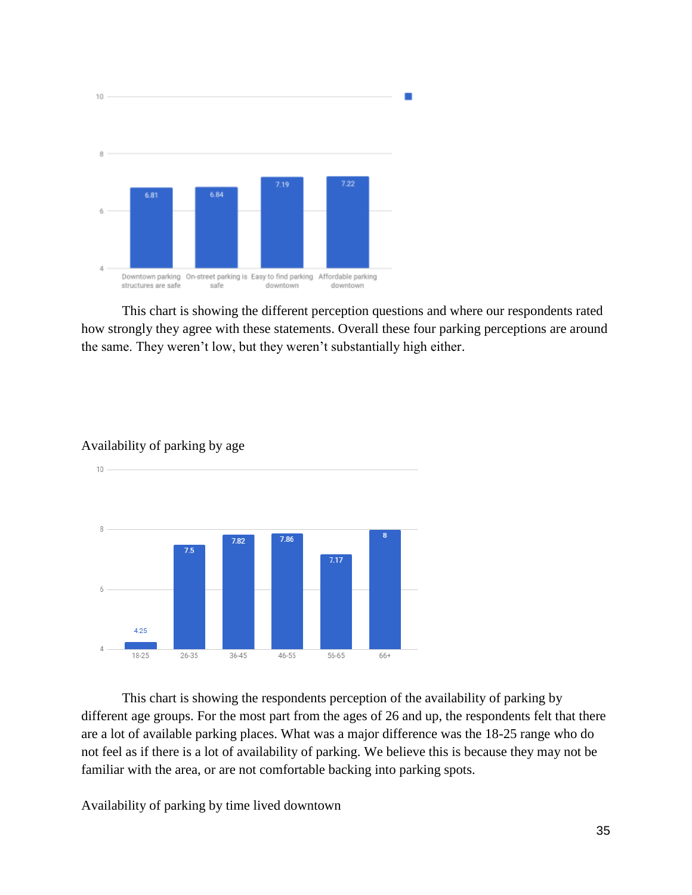This chart is showing the different perception questions and where our respondents rated how strongly they agree with these statements. Overall these four parking perceptions are around the same. They weren't low, but they weren't substantially high either.

Availability of parking by age

This chart is showing the respondents perception of the availability of parking by different age groups. For the most part from the ages of 26 and up, the respondents felt that there are a lot of available parking places. What was a major difference was the 18-25 range who do not feel as if there is a lot of availability of parking. We believe this is because they may not be familiar with the area, or are not comfortable backing into parking spots.

Availability of parking by time lived downtown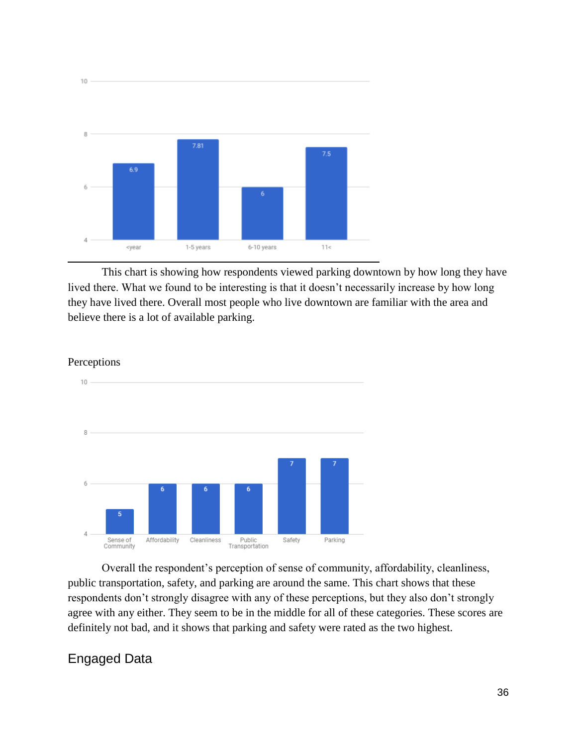| | <year | 1-5 years | 6-10 years | 11< |
|---|---|---|---|---|
| | 6.9 | 7.81 | 6 | 7.5 |

This chart is showing how respondents viewed parking downtown by how long they have lived there. What we found to be interesting is that it doesn't necessarily increase by how long they have lived there. Overall most people who live downtown are familiar with the area and believe there is a lot of available parking.

Perceptions

| Sense of Community | Affordability | Cleanliness | Public Transportation | Safety | Parking |
|---|---|---|---|---|---|
| 5 | 6 | 6 | 6 | 7 | 7 |

Overall the respondent's perception of sense of community, affordability, cleanliness, public transportation, safety, and parking are around the same. This chart shows that these respondents don't strongly disagree with any of these perceptions, but they also don't strongly agree with any either. They seem to be in the middle for all of these categories. These scores are definitely not bad, and it shows that parking and safety were rated as the two highest.

## Engaged Data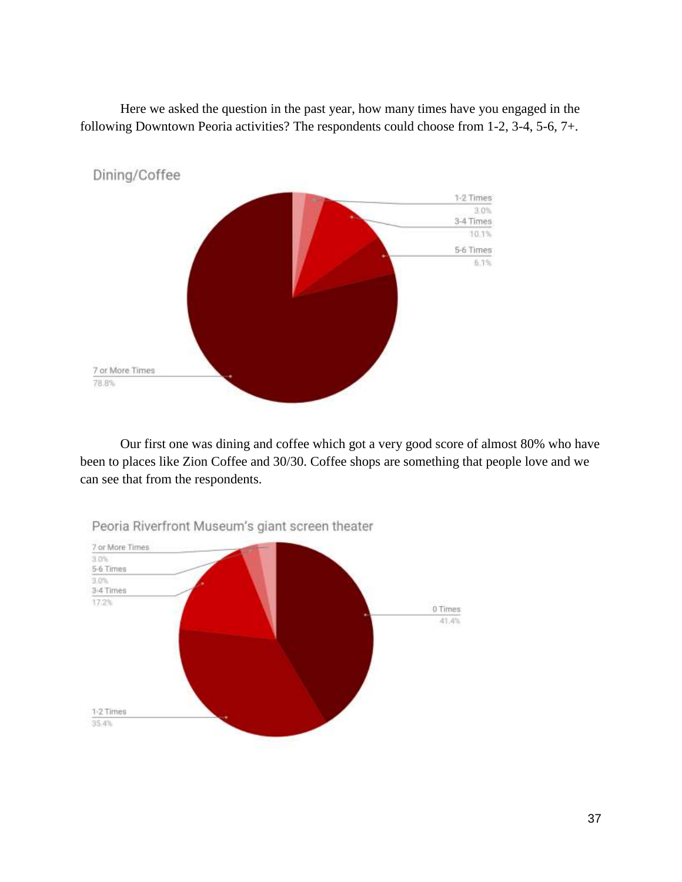Here we asked the question in the past year, how many times have you engaged in the following Downtown Peoria activities? The respondents could choose from 1-2, 3-4, 5-6, 7+.

Dining/Coffee

1-2 Times 3.0%
3-4 Times 10.1%
5-6 Times 6.1%
7 or More Times 78.8%

Our first one was dining and coffee which got a very good score of almost 80% who have been to places like Zion Coffee and 30/30. Coffee shops are something that people love and we can see that from the respondents.

Peoria Riverfront Museum's giant screen theater

7 or More Times 3.0%
5-6 Times 3.0%
3-4 Times 17.2%
0 Times 41.4%
1-2 Times 35.4%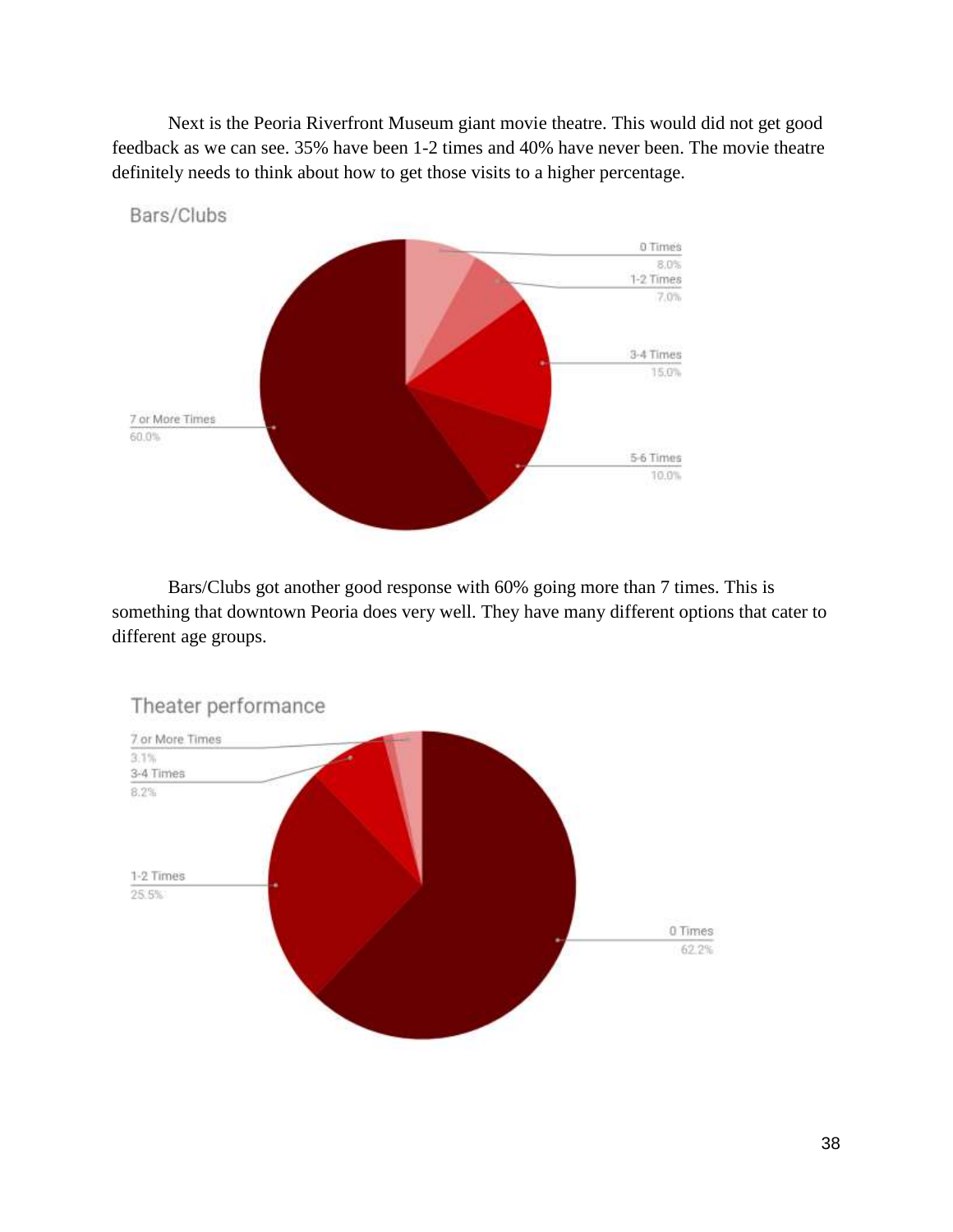Next is the Peoria Riverfront Museum giant movie theatre. This would did not get good feedback as we can see. 35% have been 1-2 times and 40% have never been. The movie theatre definitely needs to think about how to get those visits to a higher percentage.

Bars/Clubs

| Response | Percentage |
| --- | --- |
| 0 Times | 8.0% |
| 1-2 Times | 7.0% |
| 3-4 Times | 15.0% |
| 5-6 Times | 10.0% |
| 7 or More Times | 60.0% |

Bars/Clubs got another good response with 60% going more than 7 times. This is something that downtown Peoria does very well. They have many different options that cater to different age groups.

Theater performance

| Response | Percentage |
| --- | --- |
| 0 Times | 62.2% |
| 1-2 Times | 25.5% |
| 3-4 Times | 8.2% |
| 7 or More Times | 3.1% |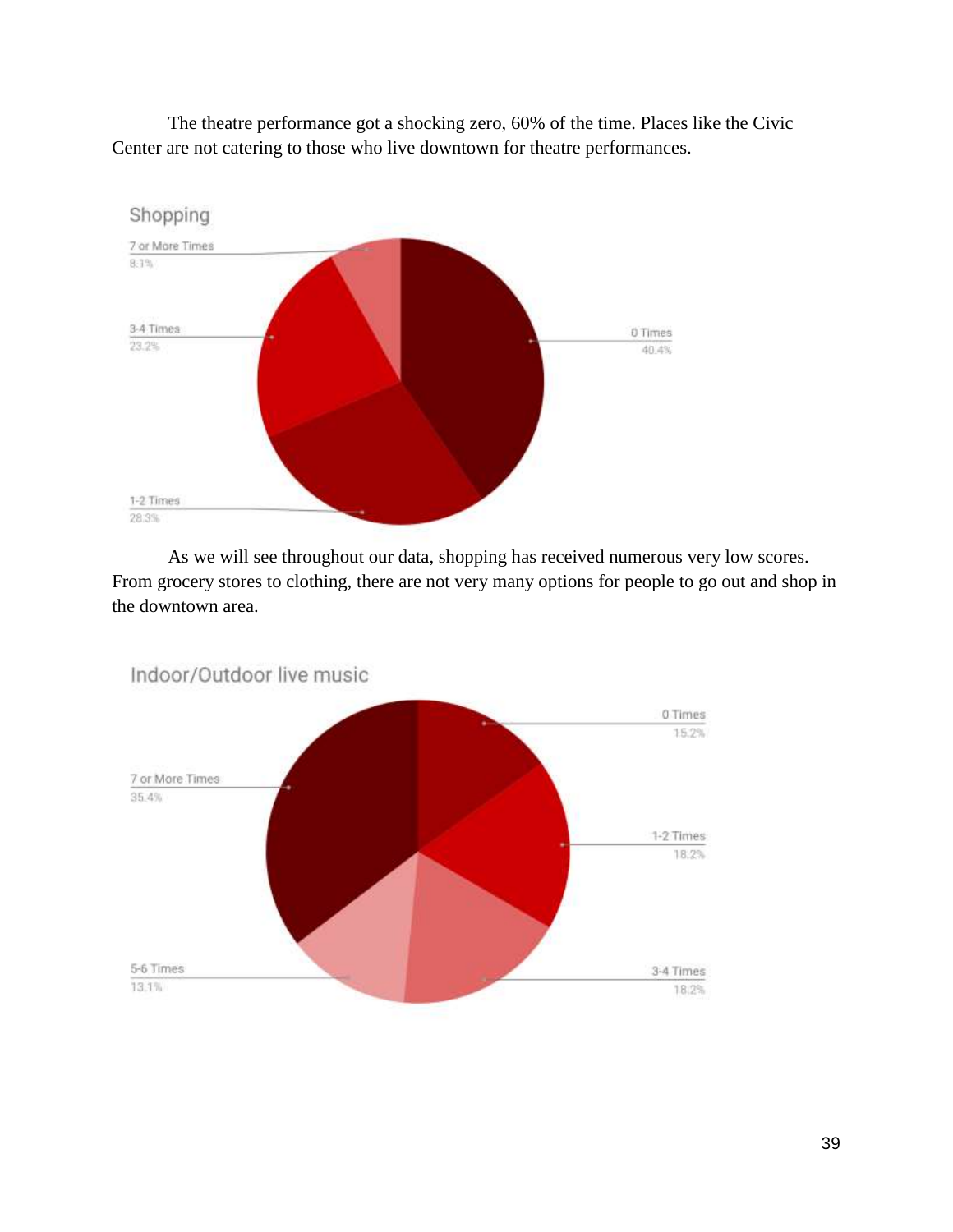The theatre performance got a shocking zero, 60% of the time. Places like the Civic Center are not catering to those who live downtown for theatre performances.

Shopping

7 or More Times
8.1%

3-4 Times
23.2%

0 Times
40.4%

1-2 Times
28.3%

As we will see throughout our data, shopping has received numerous very low scores. From grocery stores to clothing, there are not very many options for people to go out and shop in the downtown area.

Indoor/Outdoor live music

0 Times
15.2%

7 or More Times
35.4%

1-2 Times
18.2%

5-6 Times
13.1%

3-4 Times
18.2%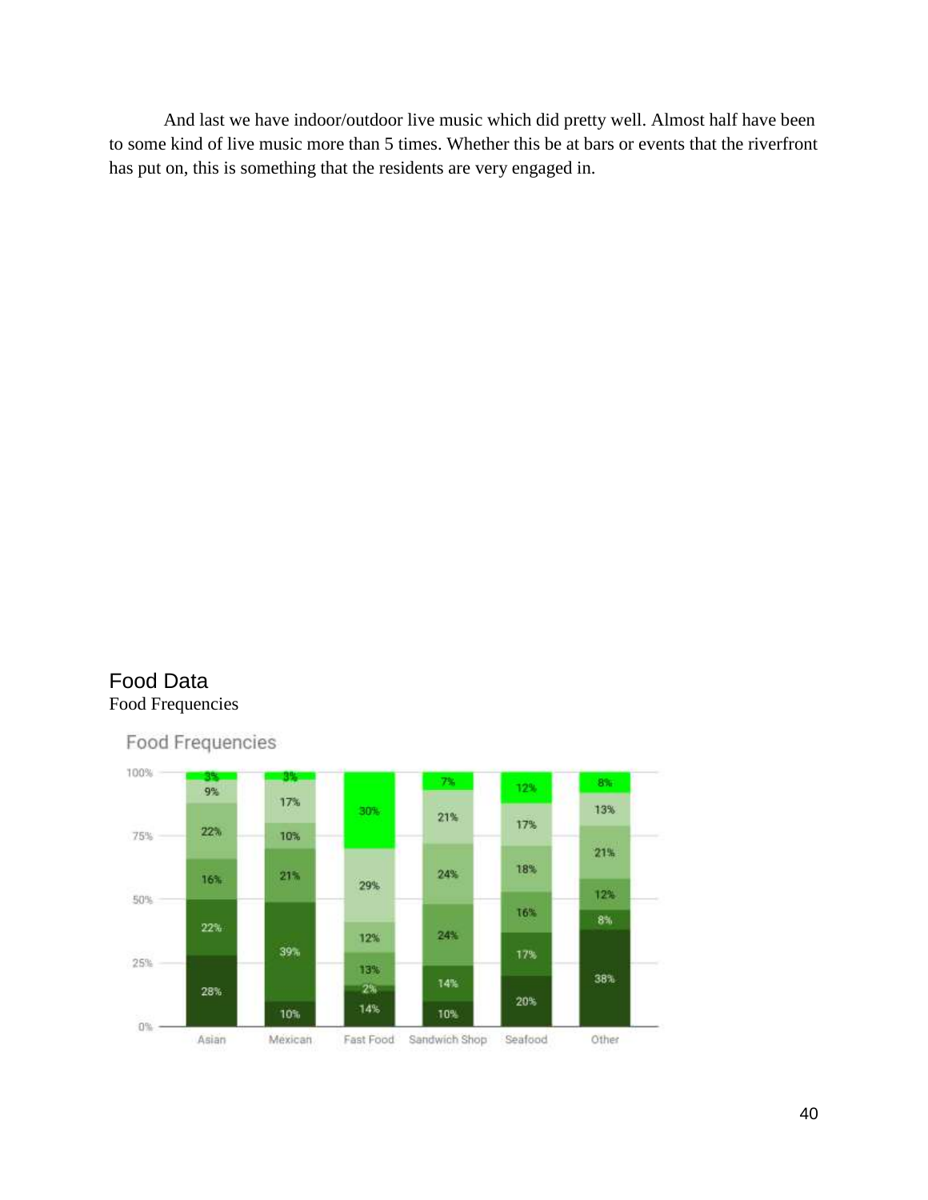And last we have indoor/outdoor live music which did pretty well. Almost half have been to some kind of live music more than 5 times. Whether this be at bars or events that the riverfront has put on, this is something that the residents are very engaged in.

## Food Data

Food Frequencies

Food Frequencies

| Segment (bottom to top) | Asian | Mexican | Fast Food | Sandwich Shop | Seafood | Other |
|---|---|---|---|---|---|---|
| 1 | 28% | 10% | 14% | 10% | 20% | 38% |
| 2 | 22% | 39% | 2% | 14% | 17% | 8% |
| 3 | 16% | 21% | 13% | 24% | 16% | 12% |
| 4 | 22% | 10% | 12% | 24% | 18% | 21% |
| 5 | 9% | 17% | 29% | 21% | 17% | 13% |
| 6 | 3% | 3% | 30% | 7% | 12% | 8% |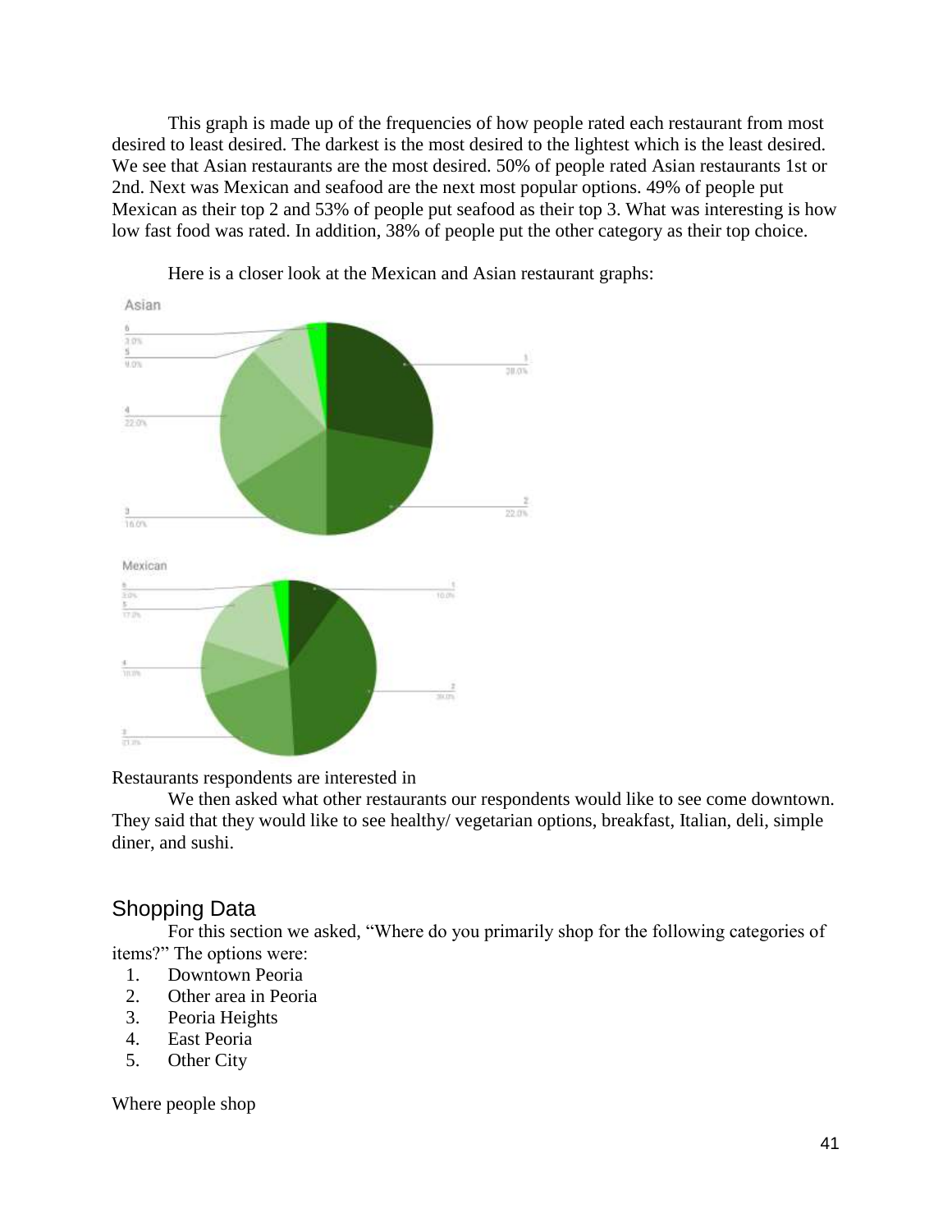This graph is made up of the frequencies of how people rated each restaurant from most desired to least desired. The darkest is the most desired to the lightest which is the least desired. We see that Asian restaurants are the most desired. 50% of people rated Asian restaurants 1st or 2nd. Next was Mexican and seafood are the next most popular options. 49% of people put Mexican as their top 2 and 53% of people put seafood as their top 3. What was interesting is how low fast food was rated. In addition, 38% of people put the other category as their top choice.

Here is a closer look at the Mexican and Asian restaurant graphs:

Restaurants respondents are interested in

We then asked what other restaurants our respondents would like to see come downtown. They said that they would like to see healthy/ vegetarian options, breakfast, Italian, deli, simple diner, and sushi.

## Shopping Data

For this section we asked, "Where do you primarily shop for the following categories of items?" The options were:

1. Downtown Peoria
2. Other area in Peoria
3. Peoria Heights
4. East Peoria
5. Other City

Where people shop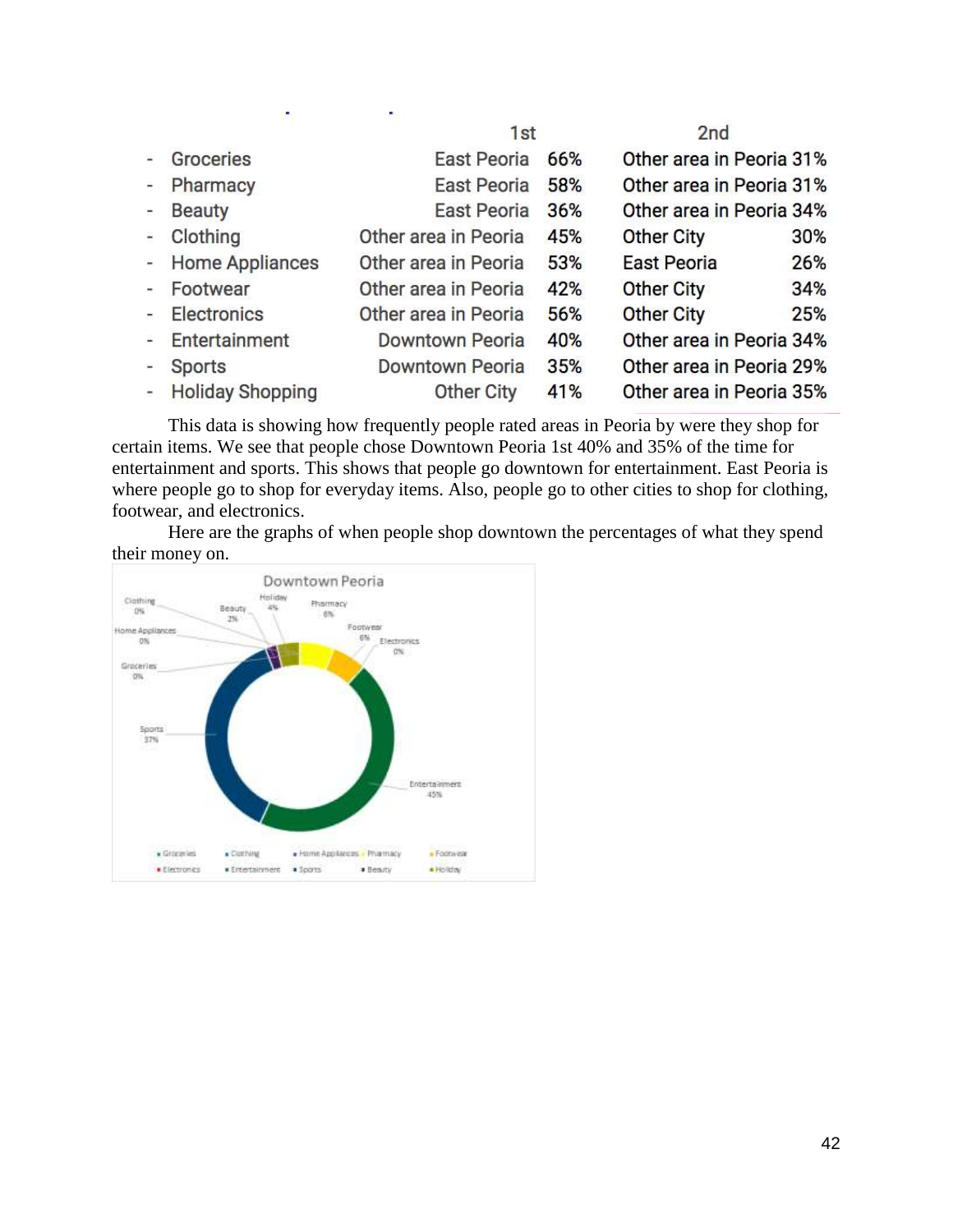| | 1st | | 2nd | |
|---|---|---|---|---|
| - Groceries | East Peoria | 66% | Other area in Peoria | 31% |
| - Pharmacy | East Peoria | 58% | Other area in Peoria | 31% |
| - Beauty | East Peoria | 36% | Other area in Peoria | 34% |
| - Clothing | Other area in Peoria | 45% | Other City | 30% |
| - Home Appliances | Other area in Peoria | 53% | East Peoria | 26% |
| - Footwear | Other area in Peoria | 42% | Other City | 34% |
| - Electronics | Other area in Peoria | 56% | Other City | 25% |
| - Entertainment | Downtown Peoria | 40% | Other area in Peoria | 34% |
| - Sports | Downtown Peoria | 35% | Other area in Peoria | 29% |
| - Holiday Shopping | Other City | 41% | Other area in Peoria | 35% |

This data is showing how frequently people rated areas in Peoria by were they shop for certain items. We see that people chose Downtown Peoria 1st 40% and 35% of the time for entertainment and sports. This shows that people go downtown for entertainment. East Peoria is where people go to shop for everyday items. Also, people go to other cities to shop for clothing, footwear, and electronics.

Here are the graphs of when people shop downtown the percentages of what they spend their money on.

Downtown Peoria

| Category | Percentage |
|---|---|
| Groceries | 0% |
| Clothing | 0% |
| Home Appliances | 0% |
| Pharmacy | 6% |
| Footwear | 6% |
| Electronics | 0% |
| Entertainment | 45% |
| Sports | 37% |
| Beauty | 2% |
| Holiday | 4% |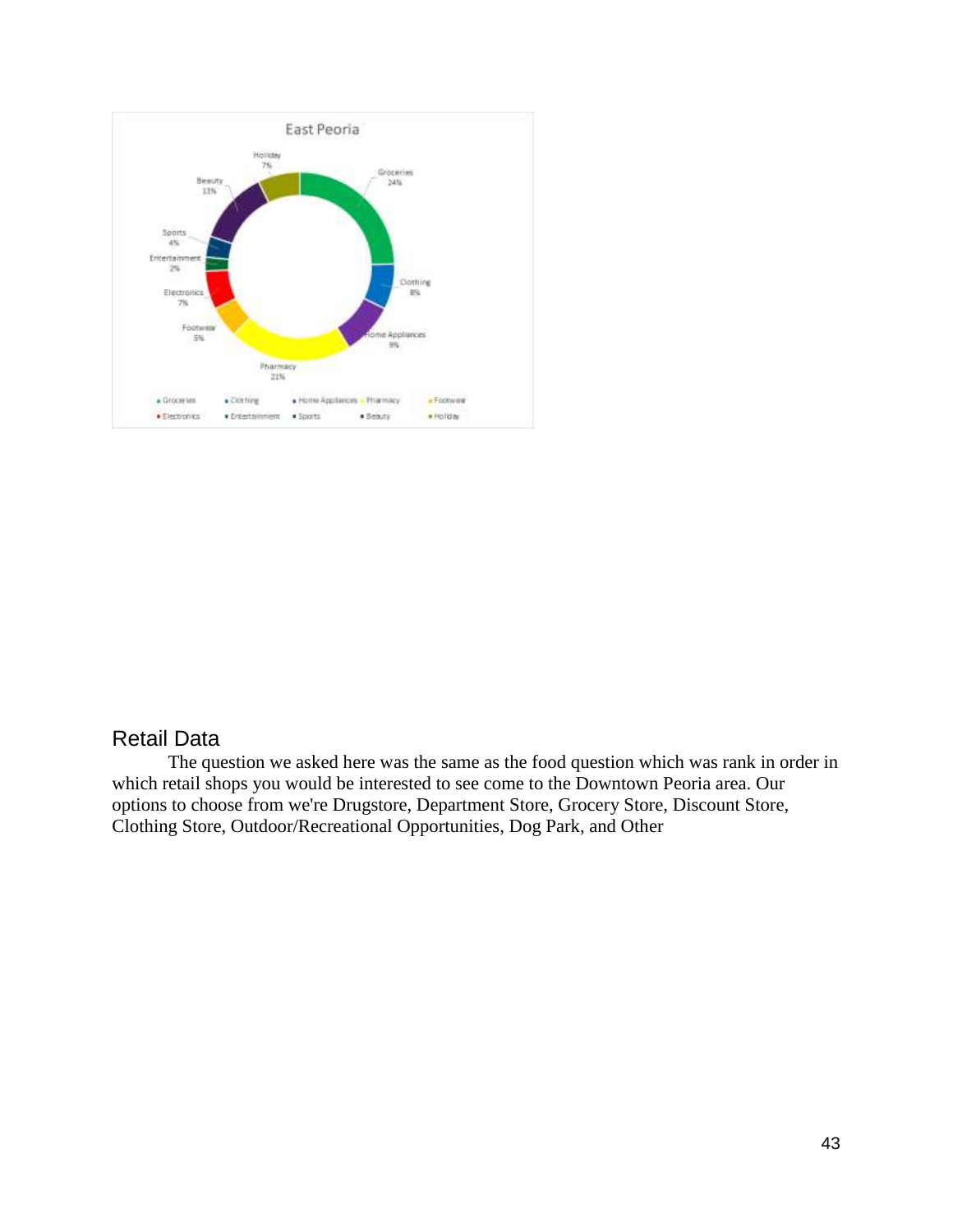**East Peoria**

| Category | Percentage |
|---|---|
| Groceries | 24% |
| Clothing | 8% |
| Home Appliances | 9% |
| Pharmacy | 21% |
| Footwear | 5% |
| Electronics | 7% |
| Entertainment | 2% |
| Sports | 4% |
| Beauty | 13% |
| Holiday | 7% |

## Retail Data

The question we asked here was the same as the food question which was rank in order in which retail shops you would be interested to see come to the Downtown Peoria area. Our options to choose from we're Drugstore, Department Store, Grocery Store, Discount Store, Clothing Store, Outdoor/Recreational Opportunities, Dog Park, and Other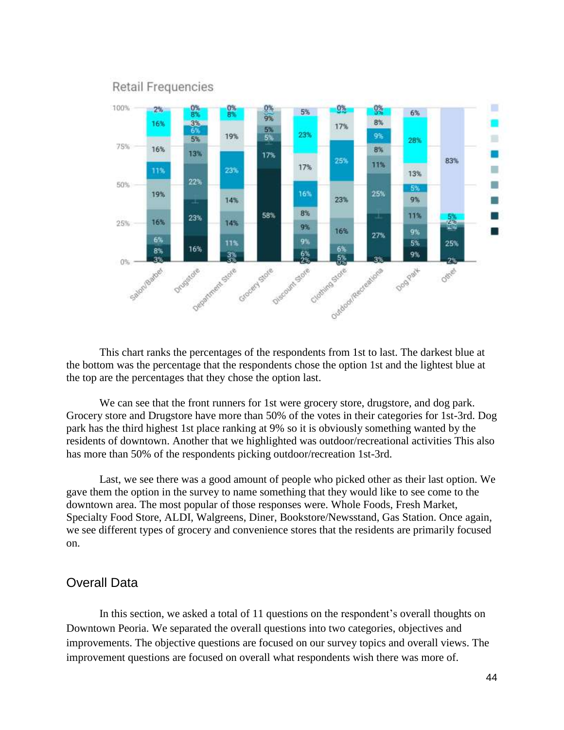Retail Frequencies

This chart ranks the percentages of the respondents from 1st to last. The darkest blue at the bottom was the percentage that the respondents chose the option 1st and the lightest blue at the top are the percentages that they chose the option last.

We can see that the front runners for 1st were grocery store, drugstore, and dog park. Grocery store and Drugstore have more than 50% of the votes in their categories for 1st-3rd. Dog park has the third highest 1st place ranking at 9% so it is obviously something wanted by the residents of downtown. Another that we highlighted was outdoor/recreational activities This also has more than 50% of the respondents picking outdoor/recreation 1st-3rd.

Last, we see there was a good amount of people who picked other as their last option. We gave them the option in the survey to name something that they would like to see come to the downtown area. The most popular of those responses were. Whole Foods, Fresh Market, Specialty Food Store, ALDI, Walgreens, Diner, Bookstore/Newsstand, Gas Station. Once again, we see different types of grocery and convenience stores that the residents are primarily focused on.

## Overall Data

In this section, we asked a total of 11 questions on the respondent's overall thoughts on Downtown Peoria. We separated the overall questions into two categories, objectives and improvements. The objective questions are focused on our survey topics and overall views. The improvement questions are focused on overall what respondents wish there was more of.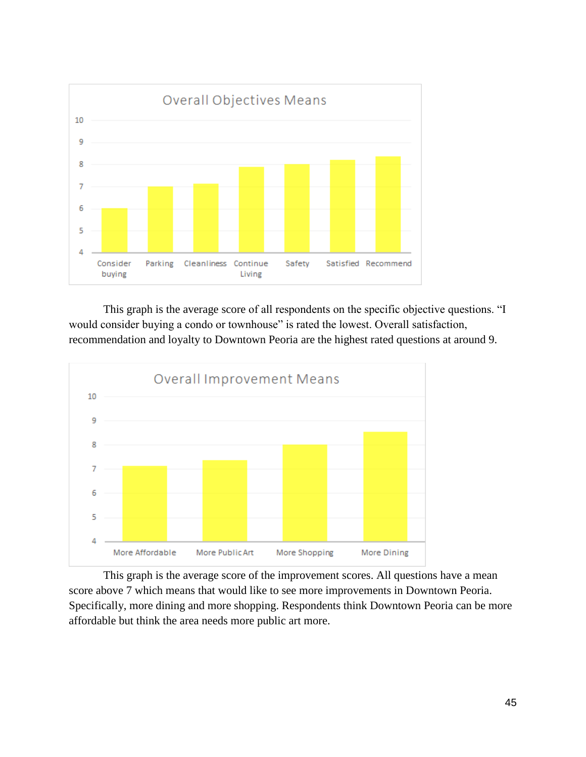This graph is the average score of all respondents on the specific objective questions. "I would consider buying a condo or townhouse" is rated the lowest. Overall satisfaction, recommendation and loyalty to Downtown Peoria are the highest rated questions at around 9.

This graph is the average score of the improvement scores. All questions have a mean score above 7 which means that would like to see more improvements in Downtown Peoria. Specifically, more dining and more shopping. Respondents think Downtown Peoria can be more affordable but think the area needs more public art more.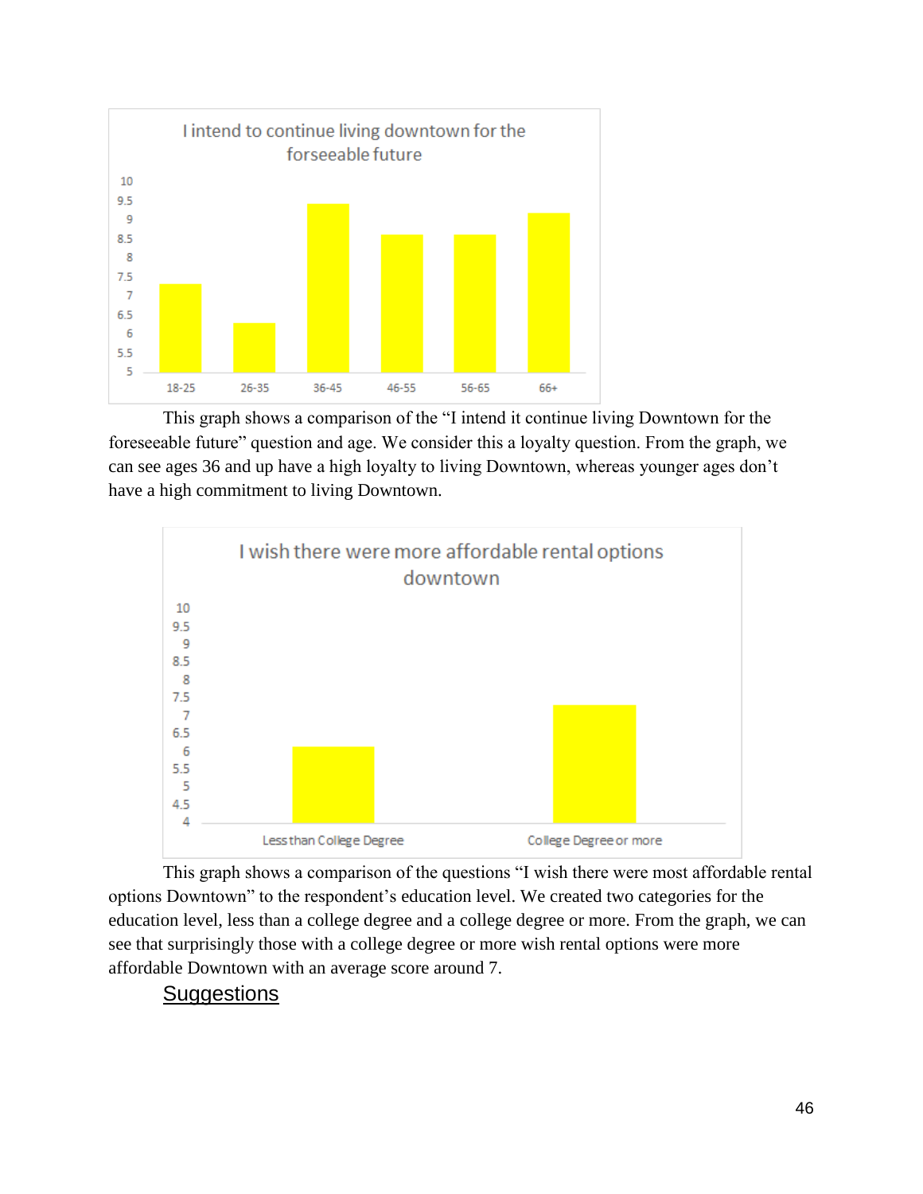This graph shows a comparison of the "I intend it continue living Downtown for the foreseeable future" question and age. We consider this a loyalty question. From the graph, we can see ages 36 and up have a high loyalty to living Downtown, whereas younger ages don't have a high commitment to living Downtown.

This graph shows a comparison of the questions "I wish there were most affordable rental options Downtown" to the respondent's education level. We created two categories for the education level, less than a college degree and a college degree or more. From the graph, we can see that surprisingly those with a college degree or more wish rental options were more affordable Downtown with an average score around 7.

## Suggestions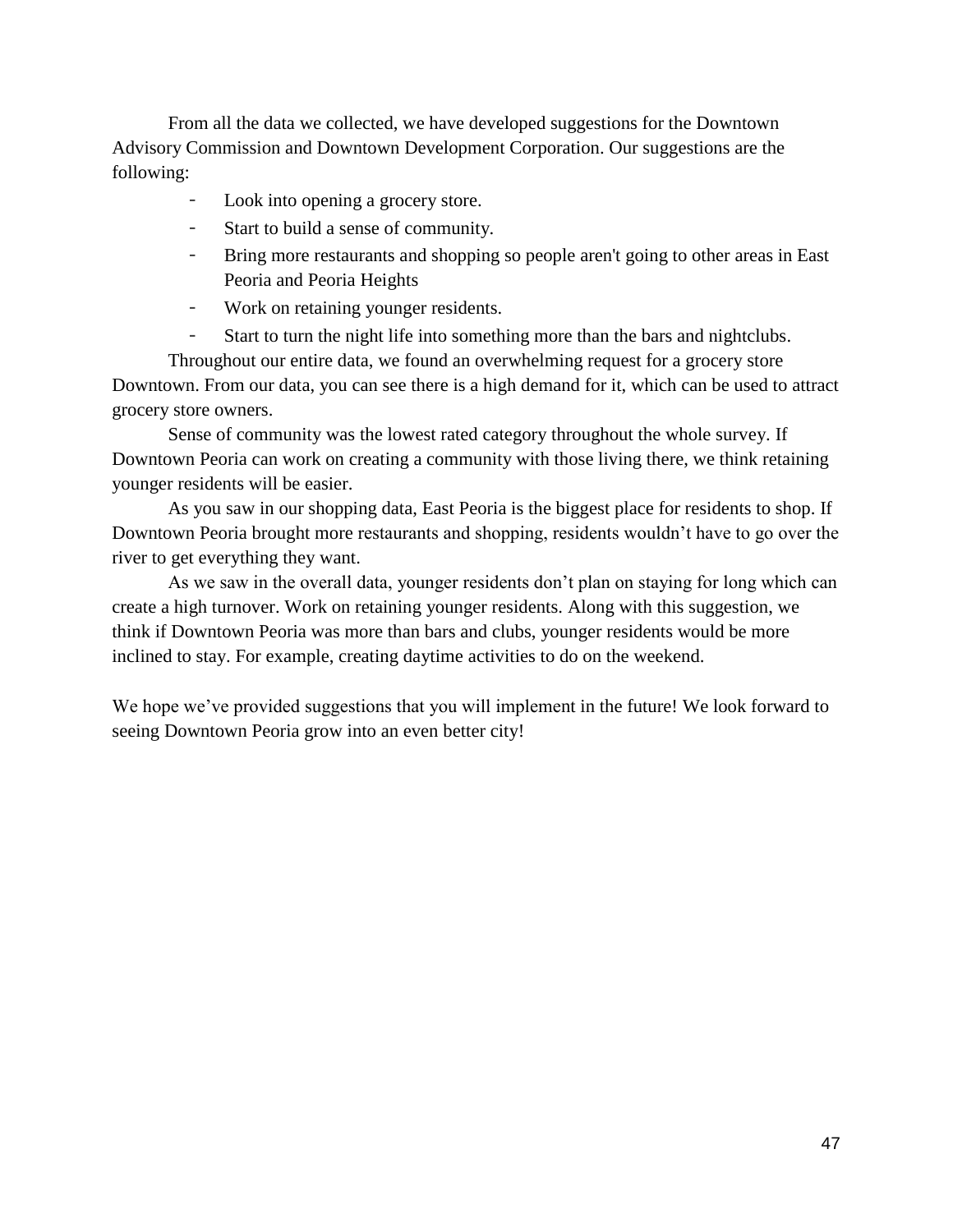From all the data we collected, we have developed suggestions for the Downtown Advisory Commission and Downtown Development Corporation. Our suggestions are the following:

- Look into opening a grocery store.
- Start to build a sense of community.
- Bring more restaurants and shopping so people aren't going to other areas in East Peoria and Peoria Heights
- Work on retaining younger residents.
- Start to turn the night life into something more than the bars and nightclubs.

Throughout our entire data, we found an overwhelming request for a grocery store Downtown. From our data, you can see there is a high demand for it, which can be used to attract grocery store owners.

Sense of community was the lowest rated category throughout the whole survey. If Downtown Peoria can work on creating a community with those living there, we think retaining younger residents will be easier.

As you saw in our shopping data, East Peoria is the biggest place for residents to shop. If Downtown Peoria brought more restaurants and shopping, residents wouldn't have to go over the river to get everything they want.

As we saw in the overall data, younger residents don't plan on staying for long which can create a high turnover. Work on retaining younger residents. Along with this suggestion, we think if Downtown Peoria was more than bars and clubs, younger residents would be more inclined to stay. For example, creating daytime activities to do on the weekend.

We hope we've provided suggestions that you will implement in the future! We look forward to seeing Downtown Peoria grow into an even better city!